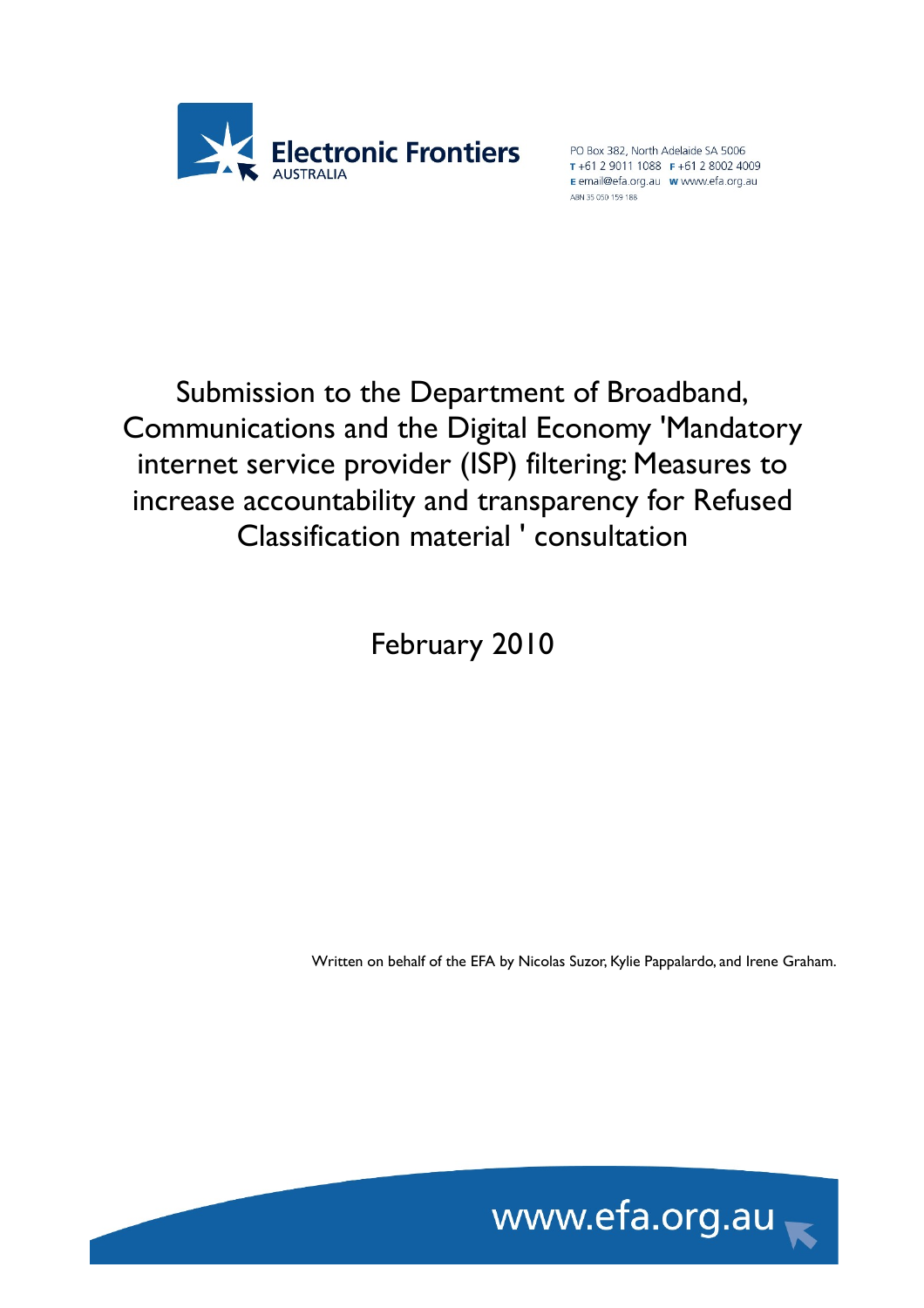Electronic Frontiers AUSTRALIA

PO Box 382, North Adelaide SA 5006
T +61 2 9011 1088 F +61 2 8002 4009
E email@efa.org.au W www.efa.org.au
ABN 35 050 159 188

# Submission to the Department of Broadband, Communications and the Digital Economy 'Mandatory internet service provider (ISP) filtering: Measures to increase accountability and transparency for Refused Classification material ' consultation

February 2010

Written on behalf of the EFA by Nicolas Suzor, Kylie Pappalardo, and Irene Graham.

www.efa.org.au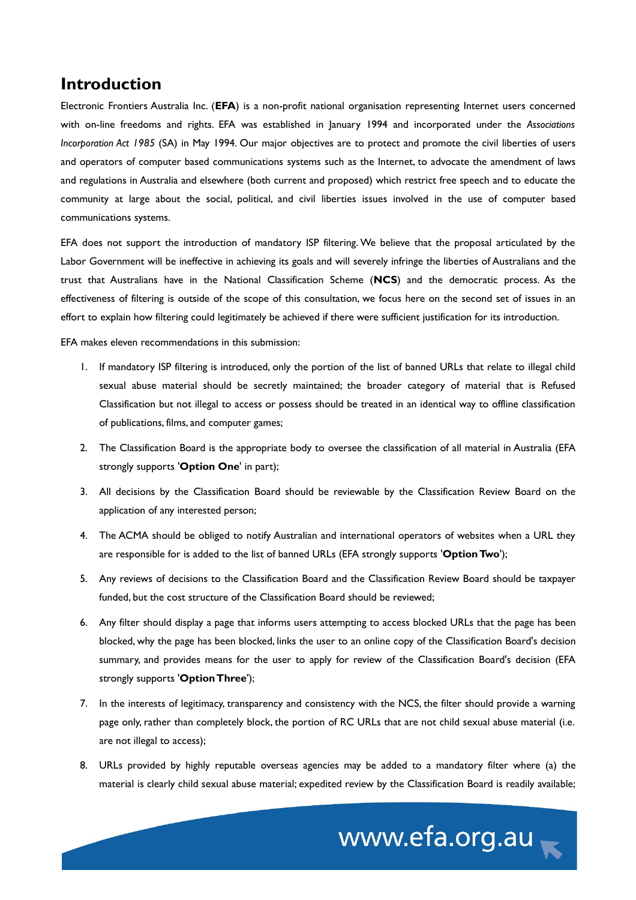# Introduction

Electronic Frontiers Australia Inc. (**EFA**) is a non-profit national organisation representing Internet users concerned with on-line freedoms and rights. EFA was established in January 1994 and incorporated under the *Associations Incorporation Act 1985* (SA) in May 1994. Our major objectives are to protect and promote the civil liberties of users and operators of computer based communications systems such as the Internet, to advocate the amendment of laws and regulations in Australia and elsewhere (both current and proposed) which restrict free speech and to educate the community at large about the social, political, and civil liberties issues involved in the use of computer based communications systems.

EFA does not support the introduction of mandatory ISP filtering. We believe that the proposal articulated by the Labor Government will be ineffective in achieving its goals and will severely infringe the liberties of Australians and the trust that Australians have in the National Classification Scheme (**NCS**) and the democratic process. As the effectiveness of filtering is outside of the scope of this consultation, we focus here on the second set of issues in an effort to explain how filtering could legitimately be achieved if there were sufficient justification for its introduction.

EFA makes eleven recommendations in this submission:

1. If mandatory ISP filtering is introduced, only the portion of the list of banned URLs that relate to illegal child sexual abuse material should be secretly maintained; the broader category of material that is Refused Classification but not illegal to access or possess should be treated in an identical way to offline classification of publications, films, and computer games;
2. The Classification Board is the appropriate body to oversee the classification of all material in Australia (EFA strongly supports '**Option One**' in part);
3. All decisions by the Classification Board should be reviewable by the Classification Review Board on the application of any interested person;
4. The ACMA should be obliged to notify Australian and international operators of websites when a URL they are responsible for is added to the list of banned URLs (EFA strongly supports '**Option Two**');
5. Any reviews of decisions to the Classification Board and the Classification Review Board should be taxpayer funded, but the cost structure of the Classification Board should be reviewed;
6. Any filter should display a page that informs users attempting to access blocked URLs that the page has been blocked, why the page has been blocked, links the user to an online copy of the Classification Board's decision summary, and provides means for the user to apply for review of the Classification Board's decision (EFA strongly supports '**Option Three**');
7. In the interests of legitimacy, transparency and consistency with the NCS, the filter should provide a warning page only, rather than completely block, the portion of RC URLs that are not child sexual abuse material (i.e. are not illegal to access);
8. URLs provided by highly reputable overseas agencies may be added to a mandatory filter where (a) the material is clearly child sexual abuse material; expedited review by the Classification Board is readily available;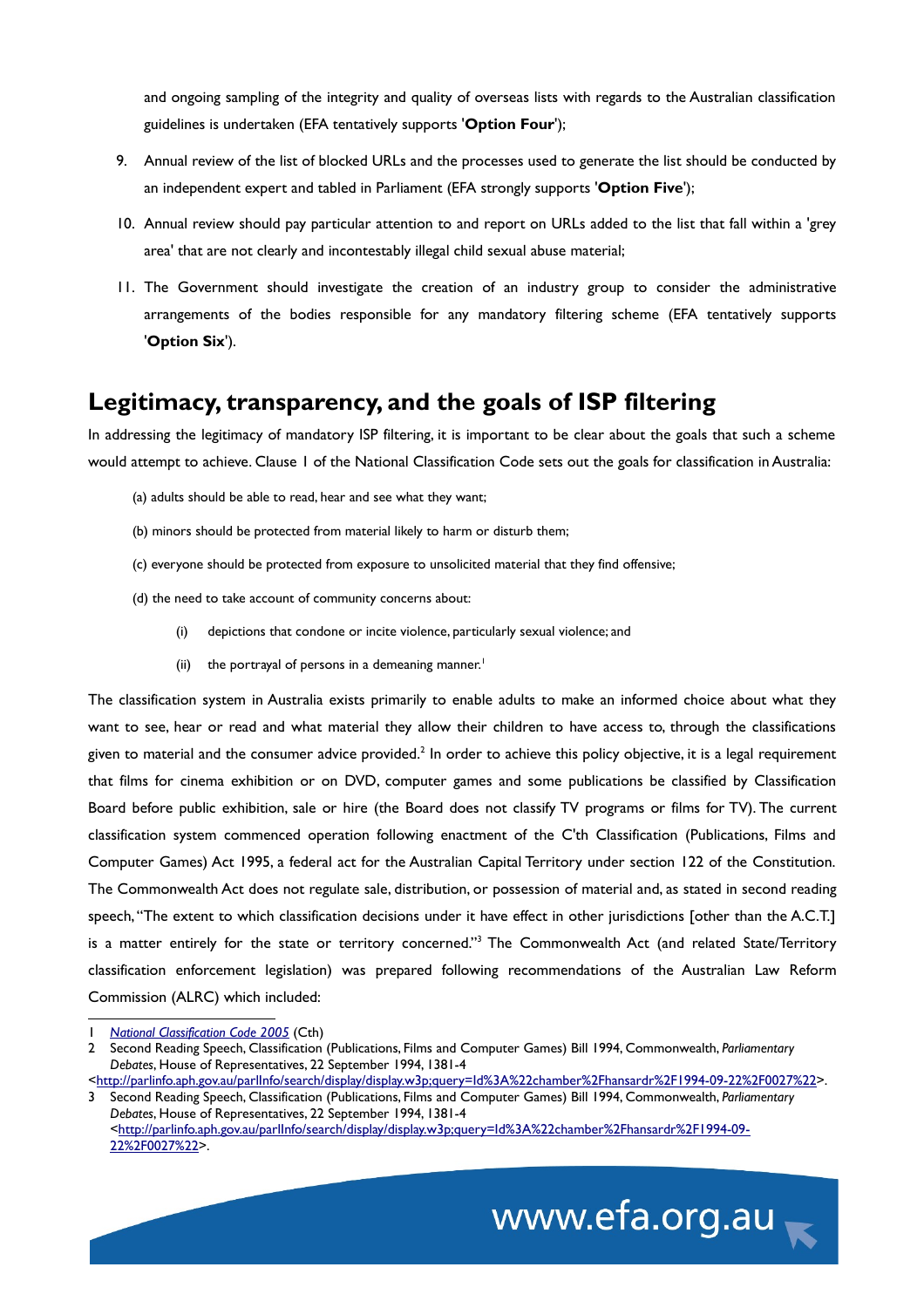and ongoing sampling of the integrity and quality of overseas lists with regards to the Australian classification guidelines is undertaken (EFA tentatively supports '**Option Four**');

9. Annual review of the list of blocked URLs and the processes used to generate the list should be conducted by an independent expert and tabled in Parliament (EFA strongly supports '**Option Five**');
10. Annual review should pay particular attention to and report on URLs added to the list that fall within a 'grey area' that are not clearly and incontestably illegal child sexual abuse material;
11. The Government should investigate the creation of an industry group to consider the administrative arrangements of the bodies responsible for any mandatory filtering scheme (EFA tentatively supports '**Option Six**').

## Legitimacy, transparency, and the goals of ISP filtering

In addressing the legitimacy of mandatory ISP filtering, it is important to be clear about the goals that such a scheme would attempt to achieve. Clause 1 of the National Classification Code sets out the goals for classification in Australia:

> (a) adults should be able to read, hear and see what they want;
>
> (b) minors should be protected from material likely to harm or disturb them;
>
> (c) everyone should be protected from exposure to unsolicited material that they find offensive;
>
> (d) the need to take account of community concerns about:
>
> (i) depictions that condone or incite violence, particularly sexual violence; and
>
> (ii) the portrayal of persons in a demeaning manner.[1]

The classification system in Australia exists primarily to enable adults to make an informed choice about what they want to see, hear or read and what material they allow their children to have access to, through the classifications given to material and the consumer advice provided.[2] In order to achieve this policy objective, it is a legal requirement that films for cinema exhibition or on DVD, computer games and some publications be classified by Classification Board before public exhibition, sale or hire (the Board does not classify TV programs or films for TV). The current classification system commenced operation following enactment of the C'th Classification (Publications, Films and Computer Games) Act 1995, a federal act for the Australian Capital Territory under section 122 of the Constitution. The Commonwealth Act does not regulate sale, distribution, or possession of material and, as stated in second reading speech, "The extent to which classification decisions under it have effect in other jurisdictions [other than the A.C.T.] is a matter entirely for the state or territory concerned."[3] The Commonwealth Act (and related State/Territory classification enforcement legislation) was prepared following recommendations of the Australian Law Reform Commission (ALRC) which included:

---

1 *National Classification Code 2005* (Cth)

2 Second Reading Speech, Classification (Publications, Films and Computer Games) Bill 1994, Commonwealth, *Parliamentary Debates*, House of Representatives, 22 September 1994, 1381-4 <http://parlinfo.aph.gov.au/parlInfo/search/display/display.w3p;query=Id%3A%22chamber%2Fhansardr%2F1994-09-22%2F0027%22>.

3 Second Reading Speech, Classification (Publications, Films and Computer Games) Bill 1994, Commonwealth, *Parliamentary Debates*, House of Representatives, 22 September 1994, 1381-4 <http://parlinfo.aph.gov.au/parlInfo/search/display/display.w3p;query=Id%3A%22chamber%2Fhansardr%2F1994-09-22%2F0027%22>.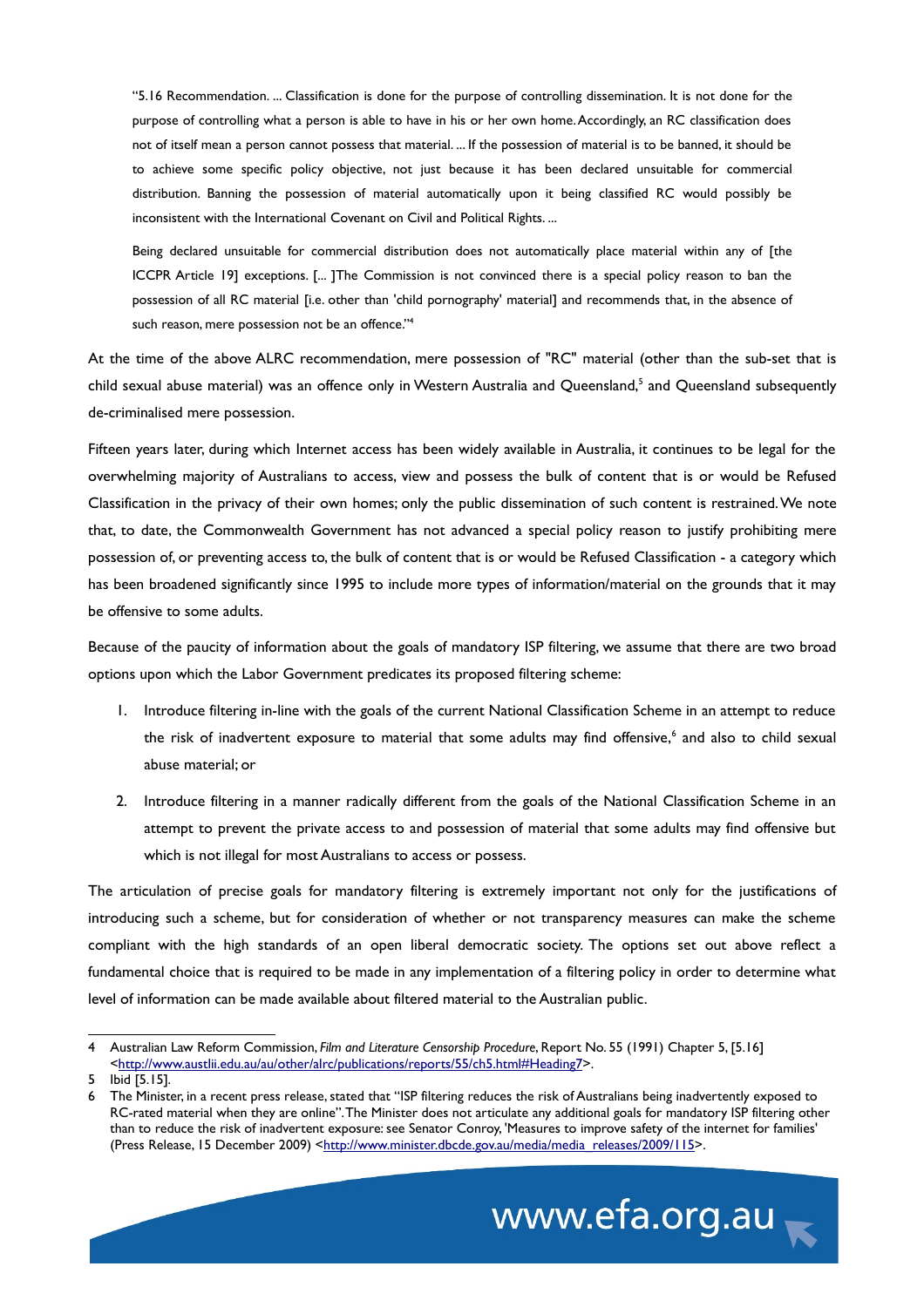> "5.16 Recommendation. ... Classification is done for the purpose of controlling dissemination. It is not done for the purpose of controlling what a person is able to have in his or her own home. Accordingly, an RC classification does not of itself mean a person cannot possess that material. ... If the possession of material is to be banned, it should be to achieve some specific policy objective, not just because it has been declared unsuitable for commercial distribution. Banning the possession of material automatically upon it being classified RC would possibly be inconsistent with the International Covenant on Civil and Political Rights. ...
>
> Being declared unsuitable for commercial distribution does not automatically place material within any of [the ICCPR Article 19] exceptions. [... ]The Commission is not convinced there is a special policy reason to ban the possession of all RC material [i.e. other than 'child pornography' material] and recommends that, in the absence of such reason, mere possession not be an offence."[4]

At the time of the above ALRC recommendation, mere possession of "RC" material (other than the sub-set that is child sexual abuse material) was an offence only in Western Australia and Queensland,[5] and Queensland subsequently de-criminalised mere possession.

Fifteen years later, during which Internet access has been widely available in Australia, it continues to be legal for the overwhelming majority of Australians to access, view and possess the bulk of content that is or would be Refused Classification in the privacy of their own homes; only the public dissemination of such content is restrained. We note that, to date, the Commonwealth Government has not advanced a special policy reason to justify prohibiting mere possession of, or preventing access to, the bulk of content that is or would be Refused Classification - a category which has been broadened significantly since 1995 to include more types of information/material on the grounds that it may be offensive to some adults.

Because of the paucity of information about the goals of mandatory ISP filtering, we assume that there are two broad options upon which the Labor Government predicates its proposed filtering scheme:

1. Introduce filtering in-line with the goals of the current National Classification Scheme in an attempt to reduce the risk of inadvertent exposure to material that some adults may find offensive,[6] and also to child sexual abuse material; or
2. Introduce filtering in a manner radically different from the goals of the National Classification Scheme in an attempt to prevent the private access to and possession of material that some adults may find offensive but which is not illegal for most Australians to access or possess.

The articulation of precise goals for mandatory filtering is extremely important not only for the justifications of introducing such a scheme, but for consideration of whether or not transparency measures can make the scheme compliant with the high standards of an open liberal democratic society. The options set out above reflect a fundamental choice that is required to be made in any implementation of a filtering policy in order to determine what level of information can be made available about filtered material to the Australian public.

---

4 Australian Law Reform Commission, *Film and Literature Censorship Procedure*, Report No. 55 (1991) Chapter 5, [5.16] <http://www.austlii.edu.au/au/other/alrc/publications/reports/55/ch5.html#Heading7>.

5 Ibid [5.15].

6 The Minister, in a recent press release, stated that "ISP filtering reduces the risk of Australians being inadvertently exposed to RC-rated material when they are online". The Minister does not articulate any additional goals for mandatory ISP filtering other than to reduce the risk of inadvertent exposure: see Senator Conroy, 'Measures to improve safety of the internet for families' (Press Release, 15 December 2009) <http://www.minister.dbcde.gov.au/media/media_releases/2009/115>.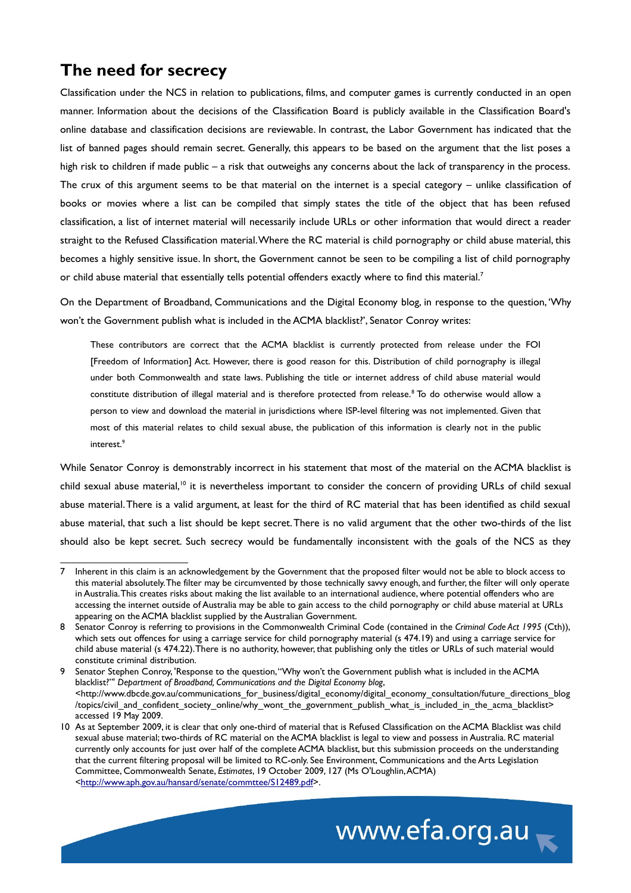## The need for secrecy

Classification under the NCS in relation to publications, films, and computer games is currently conducted in an open manner. Information about the decisions of the Classification Board is publicly available in the Classification Board's online database and classification decisions are reviewable. In contrast, the Labor Government has indicated that the list of banned pages should remain secret. Generally, this appears to be based on the argument that the list poses a high risk to children if made public – a risk that outweighs any concerns about the lack of transparency in the process. The crux of this argument seems to be that material on the internet is a special category – unlike classification of books or movies where a list can be compiled that simply states the title of the object that has been refused classification, a list of internet material will necessarily include URLs or other information that would direct a reader straight to the Refused Classification material. Where the RC material is child pornography or child abuse material, this becomes a highly sensitive issue. In short, the Government cannot be seen to be compiling a list of child pornography or child abuse material that essentially tells potential offenders exactly where to find this material.[7]

On the Department of Broadband, Communications and the Digital Economy blog, in response to the question, 'Why won't the Government publish what is included in the ACMA blacklist?', Senator Conroy writes:

> These contributors are correct that the ACMA blacklist is currently protected from release under the FOI [Freedom of Information] Act. However, there is good reason for this. Distribution of child pornography is illegal under both Commonwealth and state laws. Publishing the title or internet address of child abuse material would constitute distribution of illegal material and is therefore protected from release.[8] To do otherwise would allow a person to view and download the material in jurisdictions where ISP-level filtering was not implemented. Given that most of this material relates to child sexual abuse, the publication of this information is clearly not in the public interest.[9]

While Senator Conroy is demonstrably incorrect in his statement that most of the material on the ACMA blacklist is child sexual abuse material,[10] it is nevertheless important to consider the concern of providing URLs of child sexual abuse material. There is a valid argument, at least for the third of RC material that has been identified as child sexual abuse material, that such a list should be kept secret. There is no valid argument that the other two-thirds of the list should also be kept secret. Such secrecy would be fundamentally inconsistent with the goals of the NCS as they

---

7 Inherent in this claim is an acknowledgement by the Government that the proposed filter would not be able to block access to this material absolutely. The filter may be circumvented by those technically savvy enough, and further, the filter will only operate in Australia. This creates risks about making the list available to an international audience, where potential offenders who are accessing the internet outside of Australia may be able to gain access to the child pornography or child abuse material at URLs appearing on the ACMA blacklist supplied by the Australian Government.

8 Senator Conroy is referring to provisions in the Commonwealth Criminal Code (contained in the *Criminal Code Act 1995* (Cth)), which sets out offences for using a carriage service for child pornography material (s 474.19) and using a carriage service for child abuse material (s 474.22). There is no authority, however, that publishing only the titles or URLs of such material would constitute criminal distribution.

9 Senator Stephen Conroy, 'Response to the question, "Why won't the Government publish what is included in the ACMA blacklist?"' *Department of Broadband, Communications and the Digital Economy blog*, <http://www.dbcde.gov.au/communications_for_business/digital_economy/digital_economy_consultation/future_directions_blog/topics/civil_and_confident_society_online/why_wont_the_government_publish_what_is_included_in_the_acma_blacklist> accessed 19 May 2009.

10 As at September 2009, it is clear that only one-third of material that is Refused Classification on the ACMA Blacklist was child sexual abuse material; two-thirds of RC material on the ACMA blacklist is legal to view and possess in Australia. RC material currently only accounts for just over half of the complete ACMA blacklist, but this submission proceeds on the understanding that the current filtering proposal will be limited to RC-only. See Environment, Communications and the Arts Legislation Committee, Commonwealth Senate, *Estimates*, 19 October 2009, 127 (Ms O'Loughlin, ACMA) <http://www.aph.gov.au/hansard/senate/commttee/S12489.pdf>.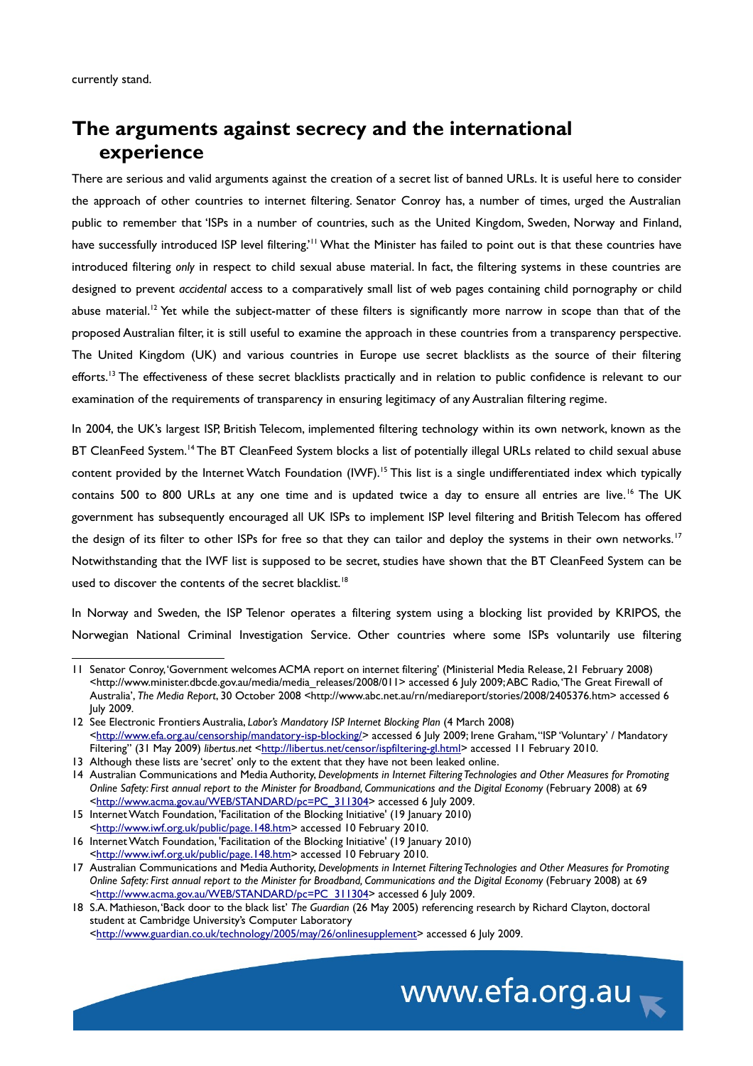currently stand.

## The arguments against secrecy and the international experience

There are serious and valid arguments against the creation of a secret list of banned URLs. It is useful here to consider the approach of other countries to internet filtering. Senator Conroy has, a number of times, urged the Australian public to remember that 'ISPs in a number of countries, such as the United Kingdom, Sweden, Norway and Finland, have successfully introduced ISP level filtering.'[11] What the Minister has failed to point out is that these countries have introduced filtering *only* in respect to child sexual abuse material. In fact, the filtering systems in these countries are designed to prevent *accidental* access to a comparatively small list of web pages containing child pornography or child abuse material.[12] Yet while the subject-matter of these filters is significantly more narrow in scope than that of the proposed Australian filter, it is still useful to examine the approach in these countries from a transparency perspective. The United Kingdom (UK) and various countries in Europe use secret blacklists as the source of their filtering efforts.[13] The effectiveness of these secret blacklists practically and in relation to public confidence is relevant to our examination of the requirements of transparency in ensuring legitimacy of any Australian filtering regime.

In 2004, the UK's largest ISP, British Telecom, implemented filtering technology within its own network, known as the BT CleanFeed System.[14] The BT CleanFeed System blocks a list of potentially illegal URLs related to child sexual abuse content provided by the Internet Watch Foundation (IWF).[15] This list is a single undifferentiated index which typically contains 500 to 800 URLs at any one time and is updated twice a day to ensure all entries are live.[16] The UK government has subsequently encouraged all UK ISPs to implement ISP level filtering and British Telecom has offered the design of its filter to other ISPs for free so that they can tailor and deploy the systems in their own networks.[17] Notwithstanding that the IWF list is supposed to be secret, studies have shown that the BT CleanFeed System can be used to discover the contents of the secret blacklist.[18]

In Norway and Sweden, the ISP Telenor operates a filtering system using a blocking list provided by KRIPOS, the Norwegian National Criminal Investigation Service. Other countries where some ISPs voluntarily use filtering

---

11 Senator Conroy, 'Government welcomes ACMA report on internet filtering' (Ministerial Media Release, 21 February 2008) <http://www.minister.dbcde.gov.au/media/media_releases/2008/011> accessed 6 July 2009; ABC Radio, 'The Great Firewall of Australia', *The Media Report*, 30 October 2008 <http://www.abc.net.au/rn/mediareport/stories/2008/2405376.htm> accessed 6 July 2009.

12 See Electronic Frontiers Australia, *Labor's Mandatory ISP Internet Blocking Plan* (4 March 2008) <http://www.efa.org.au/censorship/mandatory-isp-blocking/> accessed 6 July 2009; Irene Graham, "ISP 'Voluntary' / Mandatory Filtering" (31 May 2009) *libertus.net* <http://libertus.net/censor/ispfiltering-gl.html> accessed 11 February 2010.

13 Although these lists are 'secret' only to the extent that they have not been leaked online.

14 Australian Communications and Media Authority, *Developments in Internet Filtering Technologies and Other Measures for Promoting Online Safety: First annual report to the Minister for Broadband, Communications and the Digital Economy* (February 2008) at 69 <http://www.acma.gov.au/WEB/STANDARD/pc=PC_311304> accessed 6 July 2009.

15 Internet Watch Foundation, 'Facilitation of the Blocking Initiative' (19 January 2010) <http://www.iwf.org.uk/public/page.148.htm> accessed 10 February 2010.

16 Internet Watch Foundation, 'Facilitation of the Blocking Initiative' (19 January 2010) <http://www.iwf.org.uk/public/page.148.htm> accessed 10 February 2010.

17 Australian Communications and Media Authority, *Developments in Internet Filtering Technologies and Other Measures for Promoting Online Safety: First annual report to the Minister for Broadband, Communications and the Digital Economy* (February 2008) at 69 <http://www.acma.gov.au/WEB/STANDARD/pc=PC_311304> accessed 6 July 2009.

18 S.A. Mathieson, 'Back door to the black list' *The Guardian* (26 May 2005) referencing research by Richard Clayton, doctoral student at Cambridge University's Computer Laboratory <http://www.guardian.co.uk/technology/2005/may/26/onlinesupplement> accessed 6 July 2009.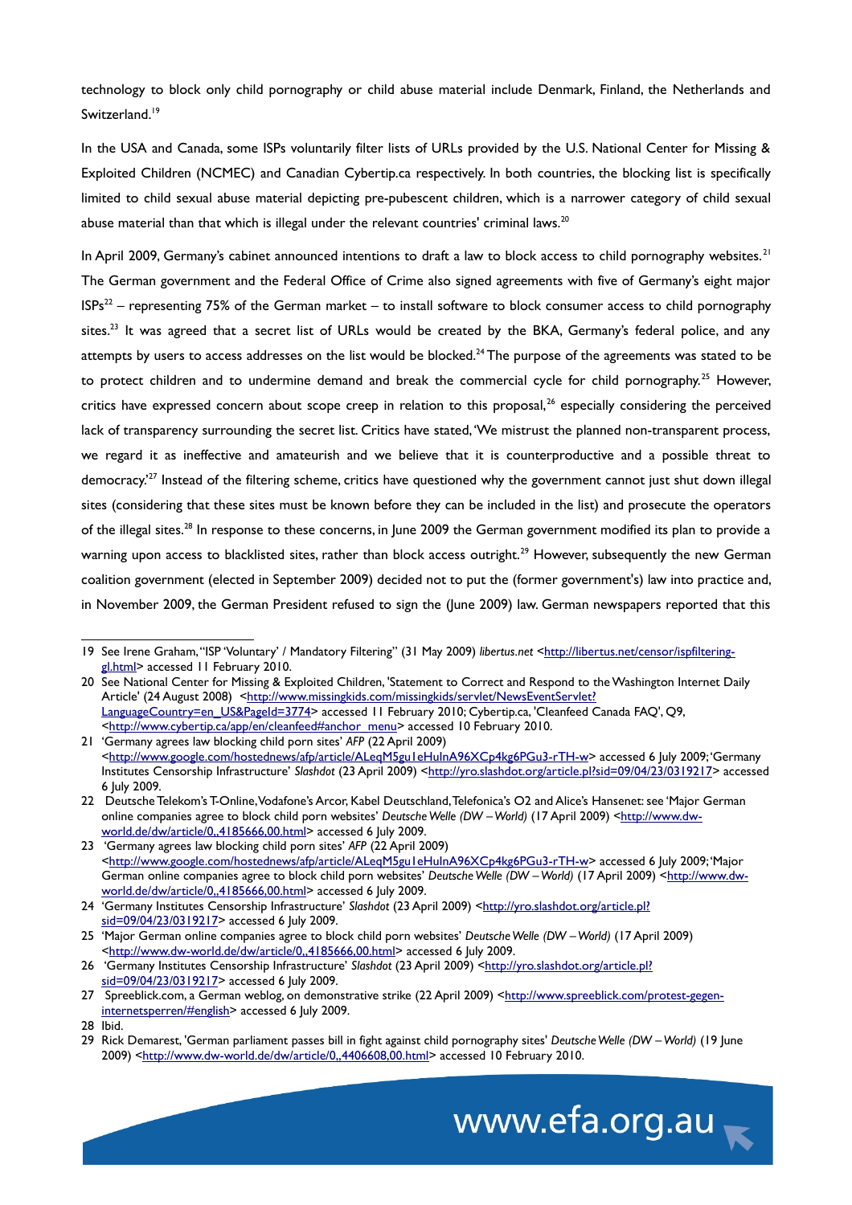technology to block only child pornography or child abuse material include Denmark, Finland, the Netherlands and Switzerland.[19]

In the USA and Canada, some ISPs voluntarily filter lists of URLs provided by the U.S. National Center for Missing & Exploited Children (NCMEC) and Canadian Cybertip.ca respectively. In both countries, the blocking list is specifically limited to child sexual abuse material depicting pre-pubescent children, which is a narrower category of child sexual abuse material than that which is illegal under the relevant countries' criminal laws.[20]

In April 2009, Germany's cabinet announced intentions to draft a law to block access to child pornography websites.[21] The German government and the Federal Office of Crime also signed agreements with five of Germany's eight major ISPs[22] – representing 75% of the German market – to install software to block consumer access to child pornography sites.[23] It was agreed that a secret list of URLs would be created by the BKA, Germany's federal police, and any attempts by users to access addresses on the list would be blocked.[24] The purpose of the agreements was stated to be to protect children and to undermine demand and break the commercial cycle for child pornography.[25] However, critics have expressed concern about scope creep in relation to this proposal,[26] especially considering the perceived lack of transparency surrounding the secret list. Critics have stated, 'We mistrust the planned non-transparent process, we regard it as ineffective and amateurish and we believe that it is counterproductive and a possible threat to democracy.'[27] Instead of the filtering scheme, critics have questioned why the government cannot just shut down illegal sites (considering that these sites must be known before they can be included in the list) and prosecute the operators of the illegal sites.[28] In response to these concerns, in June 2009 the German government modified its plan to provide a warning upon access to blacklisted sites, rather than block access outright.[29] However, subsequently the new German coalition government (elected in September 2009) decided not to put the (former government's) law into practice and, in November 2009, the German President refused to sign the (June 2009) law. German newspapers reported that this

---

19 See Irene Graham, "ISP 'Voluntary' / Mandatory Filtering" (31 May 2009) *libertus.net* <http://libertus.net/censor/ispfiltering-gl.html> accessed 11 February 2010.

20 See National Center for Missing & Exploited Children, 'Statement to Correct and Respond to the Washington Internet Daily Article' (24 August 2008) <http://www.missingkids.com/missingkids/servlet/NewsEventServlet?LanguageCountry=en_US&PageId=3774> accessed 11 February 2010; Cybertip.ca, 'Cleanfeed Canada FAQ', Q9, <http://www.cybertip.ca/app/en/cleanfeed#anchor_menu> accessed 10 February 2010.

21 'Germany agrees law blocking child porn sites' *AFP* (22 April 2009) <http://www.google.com/hostednews/afp/article/ALeqM5gu1eHulnA96XCp4kg6PGu3-rTH-w> accessed 6 July 2009; 'Germany Institutes Censorship Infrastructure' *Slashdot* (23 April 2009) <http://yro.slashdot.org/article.pl?sid=09/04/23/0319217> accessed 6 July 2009.

22 Deutsche Telekom's T-Online, Vodafone's Arcor, Kabel Deutschland, Telefonica's O2 and Alice's Hansenet: see 'Major German online companies agree to block child porn websites' *Deutsche Welle (DW – World)* (17 April 2009) <http://www.dw-world.de/dw/article/0,,4185666,00.html> accessed 6 July 2009.

23 'Germany agrees law blocking child porn sites' *AFP* (22 April 2009) <http://www.google.com/hostednews/afp/article/ALeqM5gu1eHulnA96XCp4kg6PGu3-rTH-w> accessed 6 July 2009; 'Major German online companies agree to block child porn websites' *Deutsche Welle (DW – World)* (17 April 2009) <http://www.dw-world.de/dw/article/0,,4185666,00.html> accessed 6 July 2009.

24 'Germany Institutes Censorship Infrastructure' *Slashdot* (23 April 2009) <http://yro.slashdot.org/article.pl?sid=09/04/23/0319217> accessed 6 July 2009.

25 'Major German online companies agree to block child porn websites' *Deutsche Welle (DW – World)* (17 April 2009) <http://www.dw-world.de/dw/article/0,,4185666,00.html> accessed 6 July 2009.

26 'Germany Institutes Censorship Infrastructure' *Slashdot* (23 April 2009) <http://yro.slashdot.org/article.pl?sid=09/04/23/0319217> accessed 6 July 2009.

27 Spreeblick.com, a German weblog, on demonstrative strike (22 April 2009) <http://www.spreeblick.com/protest-gegen-internetsperren/#english> accessed 6 July 2009.

28 Ibid.

29 Rick Demarest, 'German parliament passes bill in fight against child pornography sites' *Deutsche Welle (DW – World)* (19 June 2009) <http://www.dw-world.de/dw/article/0,,4406608,00.html> accessed 10 February 2010.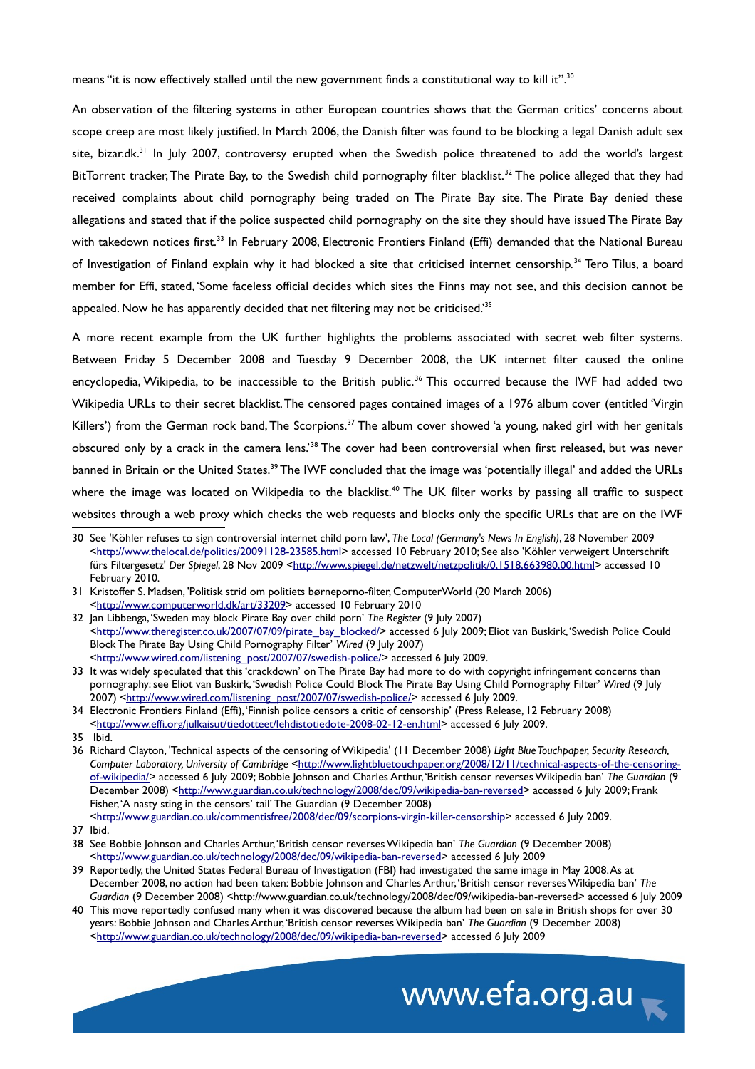means "it is now effectively stalled until the new government finds a constitutional way to kill it".[30]

An observation of the filtering systems in other European countries shows that the German critics' concerns about scope creep are most likely justified. In March 2006, the Danish filter was found to be blocking a legal Danish adult sex site, bizar.dk.[31] In July 2007, controversy erupted when the Swedish police threatened to add the world's largest BitTorrent tracker, The Pirate Bay, to the Swedish child pornography filter blacklist.[32] The police alleged that they had received complaints about child pornography being traded on The Pirate Bay site. The Pirate Bay denied these allegations and stated that if the police suspected child pornography on the site they should have issued The Pirate Bay with takedown notices first.[33] In February 2008, Electronic Frontiers Finland (Effi) demanded that the National Bureau of Investigation of Finland explain why it had blocked a site that criticised internet censorship.[34] Tero Tilus, a board member for Effi, stated, 'Some faceless official decides which sites the Finns may not see, and this decision cannot be appealed. Now he has apparently decided that net filtering may not be criticised.'[35]

A more recent example from the UK further highlights the problems associated with secret web filter systems. Between Friday 5 December 2008 and Tuesday 9 December 2008, the UK internet filter caused the online encyclopedia, Wikipedia, to be inaccessible to the British public.[36] This occurred because the IWF had added two Wikipedia URLs to their secret blacklist. The censored pages contained images of a 1976 album cover (entitled 'Virgin Killers') from the German rock band, The Scorpions.[37] The album cover showed 'a young, naked girl with her genitals obscured only by a crack in the camera lens.'[38] The cover had been controversial when first released, but was never banned in Britain or the United States.[39] The IWF concluded that the image was 'potentially illegal' and added the URLs where the image was located on Wikipedia to the blacklist.[40] The UK filter works by passing all traffic to suspect websites through a web proxy which checks the web requests and blocks only the specific URLs that are on the IWF

---

30 See 'Köhler refuses to sign controversial internet child porn law', *The Local (Germany's News In English)*, 28 November 2009 <http://www.thelocal.de/politics/20091128-23585.html> accessed 10 February 2010; See also 'Köhler verweigert Unterschrift fürs Filtergesetz' *Der Spiegel*, 28 Nov 2009 <http://www.spiegel.de/netzwelt/netzpolitik/0,1518,663980,00.html> accessed 10 February 2010.

31 Kristoffer S. Madsen, 'Politisk strid om politiets børneporno-filter, ComputerWorld (20 March 2006) <http://www.computerworld.dk/art/33209> accessed 10 February 2010

32 Jan Libbenga, 'Sweden may block Pirate Bay over child porn' *The Register* (9 July 2007) <http://www.theregister.co.uk/2007/07/09/pirate_bay_blocked/> accessed 6 July 2009; Eliot van Buskirk, 'Swedish Police Could Block The Pirate Bay Using Child Pornography Filter' *Wired* (9 July 2007) <http://www.wired.com/listening_post/2007/07/swedish-police/> accessed 6 July 2009.

33 It was widely speculated that this 'crackdown' on The Pirate Bay had more to do with copyright infringement concerns than pornography: see Eliot van Buskirk, 'Swedish Police Could Block The Pirate Bay Using Child Pornography Filter' *Wired* (9 July 2007) <http://www.wired.com/listening_post/2007/07/swedish-police/> accessed 6 July 2009.

34 Electronic Frontiers Finland (Effi), 'Finnish police censors a critic of censorship' (Press Release, 12 February 2008) <http://www.effi.org/julkaisut/tiedotteet/lehdistotiedote-2008-02-12-en.html> accessed 6 July 2009.

35 Ibid.

36 Richard Clayton, 'Technical aspects of the censoring of Wikipedia' (11 December 2008) *Light Blue Touchpaper, Security Research, Computer Laboratory, University of Cambridge* <http://www.lightbluetouchpaper.org/2008/12/11/technical-aspects-of-the-censoring-of-wikipedia/> accessed 6 July 2009; Bobbie Johnson and Charles Arthur, 'British censor reverses Wikipedia ban' *The Guardian* (9 December 2008) <http://www.guardian.co.uk/technology/2008/dec/09/wikipedia-ban-reversed> accessed 6 July 2009; Frank Fisher, 'A nasty sting in the censors' tail' The Guardian (9 December 2008) <http://www.guardian.co.uk/commentisfree/2008/dec/09/scorpions-virgin-killer-censorship> accessed 6 July 2009.

37 Ibid.

38 See Bobbie Johnson and Charles Arthur, 'British censor reverses Wikipedia ban' *The Guardian* (9 December 2008) <http://www.guardian.co.uk/technology/2008/dec/09/wikipedia-ban-reversed> accessed 6 July 2009

39 Reportedly, the United States Federal Bureau of Investigation (FBI) had investigated the same image in May 2008. As at December 2008, no action had been taken: Bobbie Johnson and Charles Arthur, 'British censor reverses Wikipedia ban' *The Guardian* (9 December 2008) <http://www.guardian.co.uk/technology/2008/dec/09/wikipedia-ban-reversed> accessed 6 July 2009

40 This move reportedly confused many when it was discovered because the album had been on sale in British shops for over 30 years: Bobbie Johnson and Charles Arthur, 'British censor reverses Wikipedia ban' *The Guardian* (9 December 2008) <http://www.guardian.co.uk/technology/2008/dec/09/wikipedia-ban-reversed> accessed 6 July 2009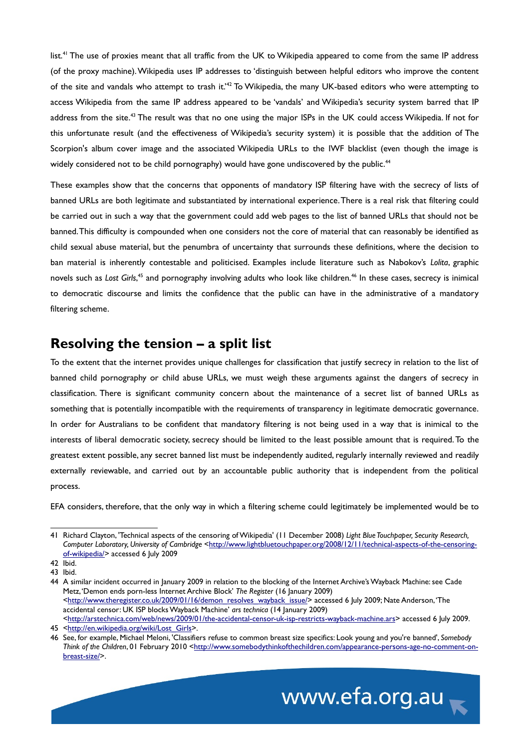list.[41] The use of proxies meant that all traffic from the UK to Wikipedia appeared to come from the same IP address (of the proxy machine). Wikipedia uses IP addresses to 'distinguish between helpful editors who improve the content of the site and vandals who attempt to trash it.'[42] To Wikipedia, the many UK-based editors who were attempting to access Wikipedia from the same IP address appeared to be 'vandals' and Wikipedia's security system barred that IP address from the site.[43] The result was that no one using the major ISPs in the UK could access Wikipedia. If not for this unfortunate result (and the effectiveness of Wikipedia's security system) it is possible that the addition of The Scorpion's album cover image and the associated Wikipedia URLs to the IWF blacklist (even though the image is widely considered not to be child pornography) would have gone undiscovered by the public.[44]

These examples show that the concerns that opponents of mandatory ISP filtering have with the secrecy of lists of banned URLs are both legitimate and substantiated by international experience. There is a real risk that filtering could be carried out in such a way that the government could add web pages to the list of banned URLs that should not be banned. This difficulty is compounded when one considers not the core of material that can reasonably be identified as child sexual abuse material, but the penumbra of uncertainty that surrounds these definitions, where the decision to ban material is inherently contestable and politicised. Examples include literature such as Nabokov's *Lolita*, graphic novels such as *Lost Girls*,[45] and pornography involving adults who look like children.[46] In these cases, secrecy is inimical to democratic discourse and limits the confidence that the public can have in the administrative of a mandatory filtering scheme.

## Resolving the tension – a split list

To the extent that the internet provides unique challenges for classification that justify secrecy in relation to the list of banned child pornography or child abuse URLs, we must weigh these arguments against the dangers of secrecy in classification. There is significant community concern about the maintenance of a secret list of banned URLs as something that is potentially incompatible with the requirements of transparency in legitimate democratic governance. In order for Australians to be confident that mandatory filtering is not being used in a way that is inimical to the interests of liberal democratic society, secrecy should be limited to the least possible amount that is required. To the greatest extent possible, any secret banned list must be independently audited, regularly internally reviewed and readily externally reviewable, and carried out by an accountable public authority that is independent from the political process.

EFA considers, therefore, that the only way in which a filtering scheme could legitimately be implemented would be to

---

41 Richard Clayton, 'Technical aspects of the censoring of Wikipedia' (11 December 2008) *Light Blue Touchpaper, Security Research, Computer Laboratory, University of Cambridge* <http://www.lightbluetouchpaper.org/2008/12/11/technical-aspects-of-the-censoring-of-wikipedia/> accessed 6 July 2009

42 Ibid.

43 Ibid.

44 A similar incident occurred in January 2009 in relation to the blocking of the Internet Archive's Wayback Machine: see Cade Metz, 'Demon ends porn-less Internet Archive Block' *The Register* (16 January 2009) <http://www.theregister.co.uk/2009/01/16/demon_resolves_wayback_issue/> accessed 6 July 2009; Nate Anderson, 'The accidental censor: UK ISP blocks Wayback Machine' *ars technica* (14 January 2009) <http://arstechnica.com/web/news/2009/01/the-accidental-censor-uk-isp-restricts-wayback-machine.ars> accessed 6 July 2009.

45 <http://en.wikipedia.org/wiki/Lost_Girls>.

46 See, for example, Michael Meloni, 'Classifiers refuse to common breast size specifics: Look young and you're banned', *Somebody Think of the Children*, 01 February 2010 <http://www.somebodythinkofthechildren.com/appearance-persons-age-no-comment-on-breast-size/>.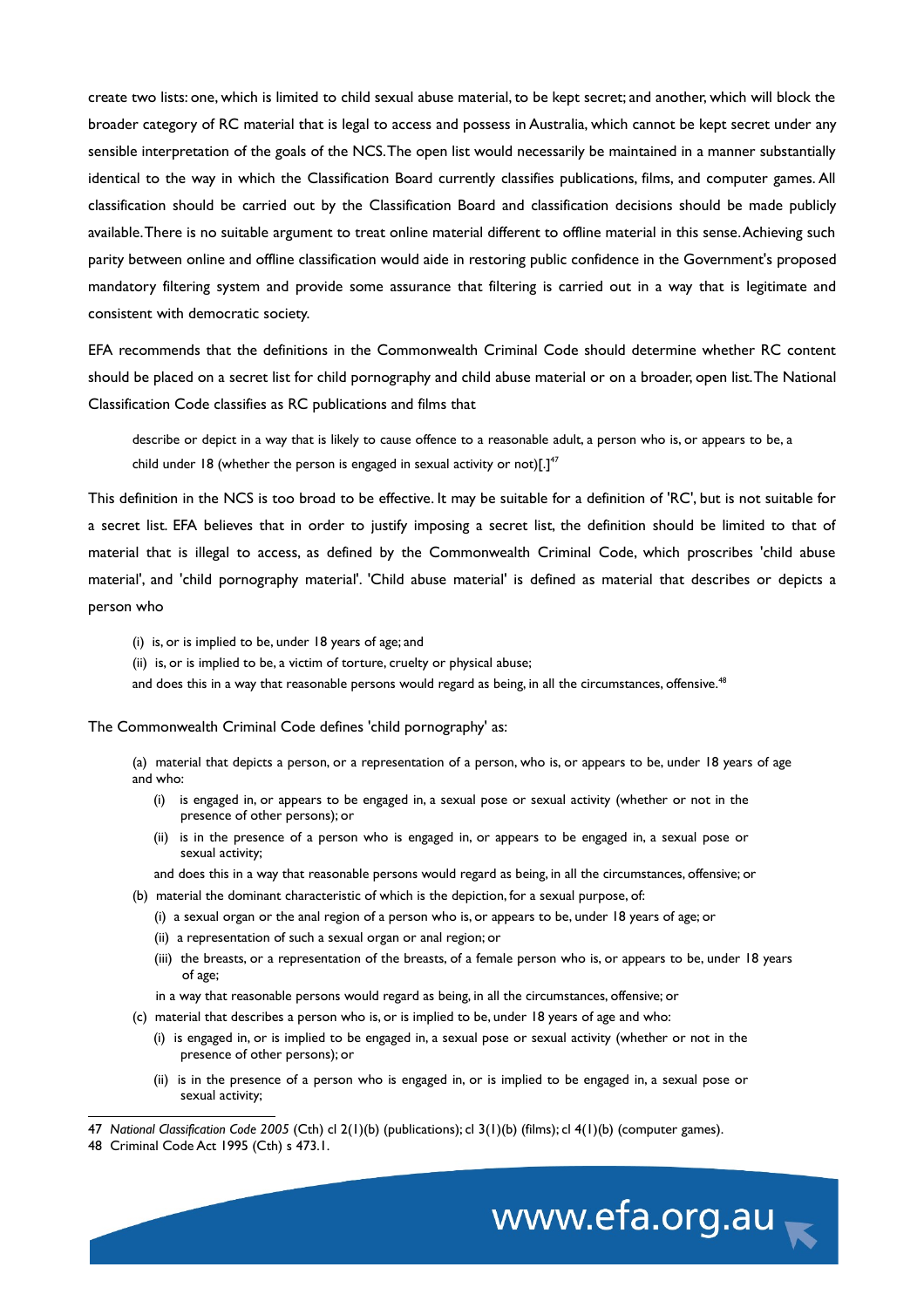create two lists: one, which is limited to child sexual abuse material, to be kept secret; and another, which will block the broader category of RC material that is legal to access and possess in Australia, which cannot be kept secret under any sensible interpretation of the goals of the NCS. The open list would necessarily be maintained in a manner substantially identical to the way in which the Classification Board currently classifies publications, films, and computer games. All classification should be carried out by the Classification Board and classification decisions should be made publicly available. There is no suitable argument to treat online material different to offline material in this sense. Achieving such parity between online and offline classification would aide in restoring public confidence in the Government's proposed mandatory filtering system and provide some assurance that filtering is carried out in a way that is legitimate and consistent with democratic society.

EFA recommends that the definitions in the Commonwealth Criminal Code should determine whether RC content should be placed on a secret list for child pornography and child abuse material or on a broader, open list. The National Classification Code classifies as RC publications and films that

> describe or depict in a way that is likely to cause offence to a reasonable adult, a person who is, or appears to be, a child under 18 (whether the person is engaged in sexual activity or not)[.][47]

This definition in the NCS is too broad to be effective. It may be suitable for a definition of 'RC', but is not suitable for a secret list. EFA believes that in order to justify imposing a secret list, the definition should be limited to that of material that is illegal to access, as defined by the Commonwealth Criminal Code, which proscribes 'child abuse material', and 'child pornography material'. 'Child abuse material' is defined as material that describes or depicts a person who

> (i) is, or is implied to be, under 18 years of age; and
> (ii) is, or is implied to be, a victim of torture, cruelty or physical abuse;
> and does this in a way that reasonable persons would regard as being, in all the circumstances, offensive.[48]

The Commonwealth Criminal Code defines 'child pornography' as:

> (a) material that depicts a person, or a representation of a person, who is, or appears to be, under 18 years of age and who:
>
> - (i) is engaged in, or appears to be engaged in, a sexual pose or sexual activity (whether or not in the presence of other persons); or
> - (ii) is in the presence of a person who is engaged in, or appears to be engaged in, a sexual pose or sexual activity;
>
> and does this in a way that reasonable persons would regard as being, in all the circumstances, offensive; or
>
> (b) material the dominant characteristic of which is the depiction, for a sexual purpose, of:
>
> - (i) a sexual organ or the anal region of a person who is, or appears to be, under 18 years of age; or
> - (ii) a representation of such a sexual organ or anal region; or
> - (iii) the breasts, or a representation of the breasts, of a female person who is, or appears to be, under 18 years of age;
>
> in a way that reasonable persons would regard as being, in all the circumstances, offensive; or
>
> (c) material that describes a person who is, or is implied to be, under 18 years of age and who:
>
> - (i) is engaged in, or is implied to be engaged in, a sexual pose or sexual activity (whether or not in the presence of other persons); or
> - (ii) is in the presence of a person who is engaged in, or is implied to be engaged in, a sexual pose or sexual activity;

---

47 *National Classification Code 2005* (Cth) cl 2(1)(b) (publications); cl 3(1)(b) (films); cl 4(1)(b) (computer games).

48 Criminal Code Act 1995 (Cth) s 473.1.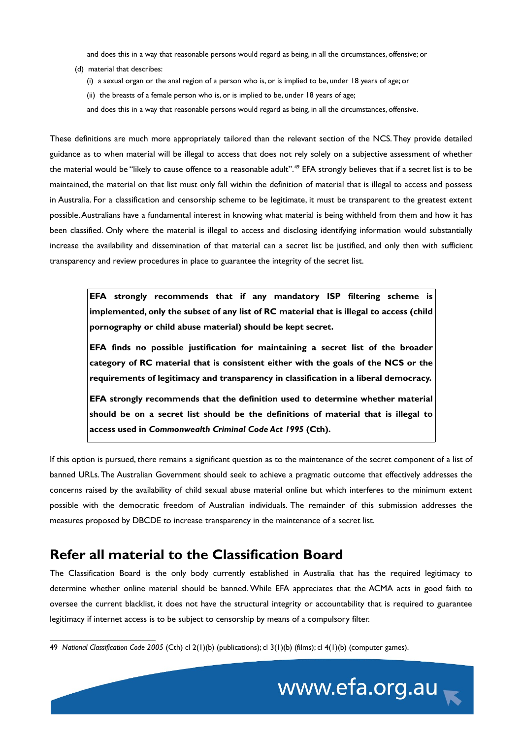and does this in a way that reasonable persons would regard as being, in all the circumstances, offensive; or

(d) material that describes:

(i) a sexual organ or the anal region of a person who is, or is implied to be, under 18 years of age; or

(ii) the breasts of a female person who is, or is implied to be, under 18 years of age;

and does this in a way that reasonable persons would regard as being, in all the circumstances, offensive.

These definitions are much more appropriately tailored than the relevant section of the NCS. They provide detailed guidance as to when material will be illegal to access that does not rely solely on a subjective assessment of whether the material would be "likely to cause offence to a reasonable adult".[49] EFA strongly believes that if a secret list is to be maintained, the material on that list must only fall within the definition of material that is illegal to access and possess in Australia. For a classification and censorship scheme to be legitimate, it must be transparent to the greatest extent possible. Australians have a fundamental interest in knowing what material is being withheld from them and how it has been classified. Only where the material is illegal to access and disclosing identifying information would substantially increase the availability and dissemination of that material can a secret list be justified, and only then with sufficient transparency and review procedures in place to guarantee the integrity of the secret list.

**EFA strongly recommends that if any mandatory ISP filtering scheme is implemented, only the subset of any list of RC material that is illegal to access (child pornography or child abuse material) should be kept secret.**

**EFA finds no possible justification for maintaining a secret list of the broader category of RC material that is consistent either with the goals of the NCS or the requirements of legitimacy and transparency in classification in a liberal democracy.**

**EFA strongly recommends that the definition used to determine whether material should be on a secret list should be the definitions of material that is illegal to access used in *Commonwealth Criminal Code Act 1995* (Cth).**

If this option is pursued, there remains a significant question as to the maintenance of the secret component of a list of banned URLs. The Australian Government should seek to achieve a pragmatic outcome that effectively addresses the concerns raised by the availability of child sexual abuse material online but which interferes to the minimum extent possible with the democratic freedom of Australian individuals. The remainder of this submission addresses the measures proposed by DBCDE to increase transparency in the maintenance of a secret list.

## Refer all material to the Classification Board

The Classification Board is the only body currently established in Australia that has the required legitimacy to determine whether online material should be banned. While EFA appreciates that the ACMA acts in good faith to oversee the current blacklist, it does not have the structural integrity or accountability that is required to guarantee legitimacy if internet access is to be subject to censorship by means of a compulsory filter.

49 *National Classification Code 2005* (Cth) cl 2(1)(b) (publications); cl 3(1)(b) (films); cl 4(1)(b) (computer games).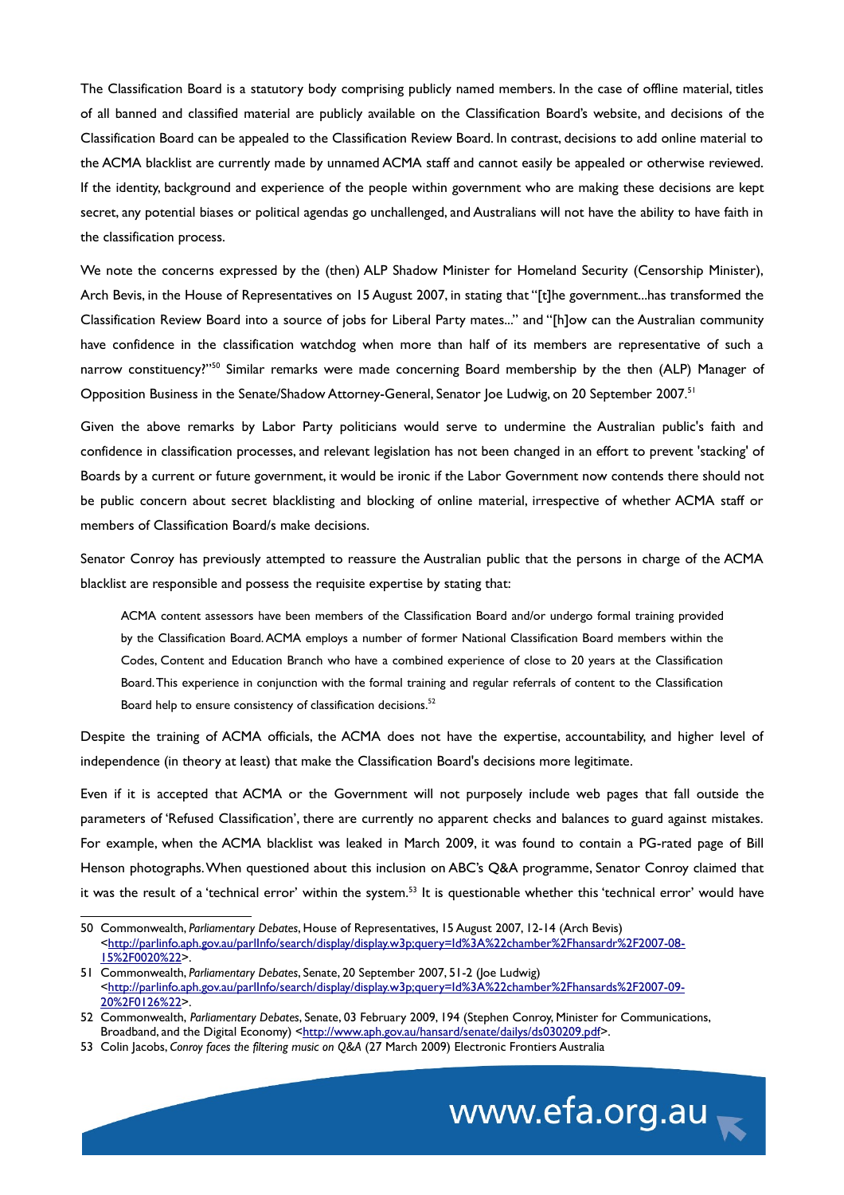The Classification Board is a statutory body comprising publicly named members. In the case of offline material, titles of all banned and classified material are publicly available on the Classification Board's website, and decisions of the Classification Board can be appealed to the Classification Review Board. In contrast, decisions to add online material to the ACMA blacklist are currently made by unnamed ACMA staff and cannot easily be appealed or otherwise reviewed. If the identity, background and experience of the people within government who are making these decisions are kept secret, any potential biases or political agendas go unchallenged, and Australians will not have the ability to have faith in the classification process.

We note the concerns expressed by the (then) ALP Shadow Minister for Homeland Security (Censorship Minister), Arch Bevis, in the House of Representatives on 15 August 2007, in stating that "[t]he government...has transformed the Classification Review Board into a source of jobs for Liberal Party mates..." and "[h]ow can the Australian community have confidence in the classification watchdog when more than half of its members are representative of such a narrow constituency?"[50] Similar remarks were made concerning Board membership by the then (ALP) Manager of Opposition Business in the Senate/Shadow Attorney-General, Senator Joe Ludwig, on 20 September 2007.[51]

Given the above remarks by Labor Party politicians would serve to undermine the Australian public's faith and confidence in classification processes, and relevant legislation has not been changed in an effort to prevent 'stacking' of Boards by a current or future government, it would be ironic if the Labor Government now contends there should not be public concern about secret blacklisting and blocking of online material, irrespective of whether ACMA staff or members of Classification Board/s make decisions.

Senator Conroy has previously attempted to reassure the Australian public that the persons in charge of the ACMA blacklist are responsible and possess the requisite expertise by stating that:

> ACMA content assessors have been members of the Classification Board and/or undergo formal training provided by the Classification Board. ACMA employs a number of former National Classification Board members within the Codes, Content and Education Branch who have a combined experience of close to 20 years at the Classification Board. This experience in conjunction with the formal training and regular referrals of content to the Classification Board help to ensure consistency of classification decisions.[52]

Despite the training of ACMA officials, the ACMA does not have the expertise, accountability, and higher level of independence (in theory at least) that make the Classification Board's decisions more legitimate.

Even if it is accepted that ACMA or the Government will not purposely include web pages that fall outside the parameters of 'Refused Classification', there are currently no apparent checks and balances to guard against mistakes. For example, when the ACMA blacklist was leaked in March 2009, it was found to contain a PG-rated page of Bill Henson photographs. When questioned about this inclusion on ABC's Q&A programme, Senator Conroy claimed that it was the result of a 'technical error' within the system.[53] It is questionable whether this 'technical error' would have

---

50 Commonwealth, *Parliamentary Debates*, House of Representatives, 15 August 2007, 12-14 (Arch Bevis) <http://parlinfo.aph.gov.au/parlInfo/search/display/display.w3p;query=Id%3A%22chamber%2Fhansardr%2F2007-08-15%2F0020%22>.

51 Commonwealth, *Parliamentary Debates*, Senate, 20 September 2007, 51-2 (Joe Ludwig) <http://parlinfo.aph.gov.au/parlInfo/search/display/display.w3p;query=Id%3A%22chamber%2Fhansards%2F2007-09-20%2F0126%22>.

52 Commonwealth, *Parliamentary Debates*, Senate, 03 February 2009, 194 (Stephen Conroy, Minister for Communications, Broadband, and the Digital Economy) <http://www.aph.gov.au/hansard/senate/dailys/ds030209.pdf>.

53 Colin Jacobs, *Conroy faces the filtering music on Q&A* (27 March 2009) Electronic Frontiers Australia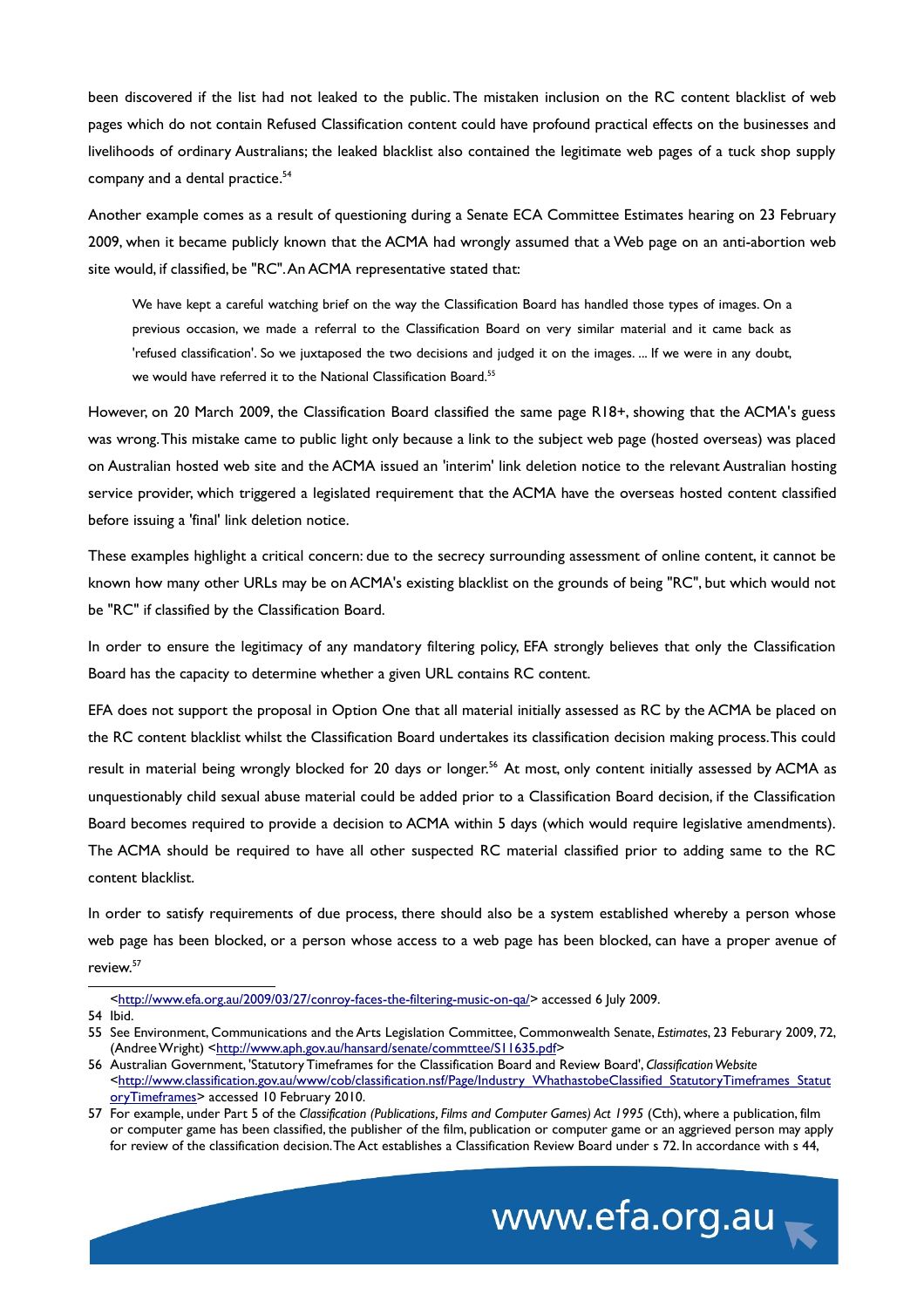been discovered if the list had not leaked to the public. The mistaken inclusion on the RC content blacklist of web pages which do not contain Refused Classification content could have profound practical effects on the businesses and livelihoods of ordinary Australians; the leaked blacklist also contained the legitimate web pages of a tuck shop supply company and a dental practice.[54]

Another example comes as a result of questioning during a Senate ECA Committee Estimates hearing on 23 February 2009, when it became publicly known that the ACMA had wrongly assumed that a Web page on an anti-abortion web site would, if classified, be "RC". An ACMA representative stated that:

> We have kept a careful watching brief on the way the Classification Board has handled those types of images. On a previous occasion, we made a referral to the Classification Board on very similar material and it came back as 'refused classification'. So we juxtaposed the two decisions and judged it on the images. ... If we were in any doubt, we would have referred it to the National Classification Board.[55]

However, on 20 March 2009, the Classification Board classified the same page R18+, showing that the ACMA's guess was wrong. This mistake came to public light only because a link to the subject web page (hosted overseas) was placed on Australian hosted web site and the ACMA issued an 'interim' link deletion notice to the relevant Australian hosting service provider, which triggered a legislated requirement that the ACMA have the overseas hosted content classified before issuing a 'final' link deletion notice.

These examples highlight a critical concern: due to the secrecy surrounding assessment of online content, it cannot be known how many other URLs may be on ACMA's existing blacklist on the grounds of being "RC", but which would not be "RC" if classified by the Classification Board.

In order to ensure the legitimacy of any mandatory filtering policy, EFA strongly believes that only the Classification Board has the capacity to determine whether a given URL contains RC content.

EFA does not support the proposal in Option One that all material initially assessed as RC by the ACMA be placed on the RC content blacklist whilst the Classification Board undertakes its classification decision making process. This could result in material being wrongly blocked for 20 days or longer.[56] At most, only content initially assessed by ACMA as unquestionably child sexual abuse material could be added prior to a Classification Board decision, if the Classification Board becomes required to provide a decision to ACMA within 5 days (which would require legislative amendments). The ACMA should be required to have all other suspected RC material classified prior to adding same to the RC content blacklist.

In order to satisfy requirements of due process, there should also be a system established whereby a person whose web page has been blocked, or a person whose access to a web page has been blocked, can have a proper avenue of review.[57]

---

<http://www.efa.org.au/2009/03/27/conroy-faces-the-filtering-music-on-qa/> accessed 6 July 2009.

54 Ibid.

55 See Environment, Communications and the Arts Legislation Committee, Commonwealth Senate, *Estimates*, 23 Feburary 2009, 72, (Andree Wright) <http://www.aph.gov.au/hansard/senate/commttee/S11635.pdf>

56 Australian Government, 'Statutory Timeframes for the Classification Board and Review Board', *Classification Website* <http://www.classification.gov.au/www/cob/classification.nsf/Page/Industry_WhathastobeClassified_StatutoryTimeframes_StatutoryTimeframes> accessed 10 February 2010.

57 For example, under Part 5 of the *Classification (Publications, Films and Computer Games) Act 1995* (Cth), where a publication, film or computer game has been classified, the publisher of the film, publication or computer game or an aggrieved person may apply for review of the classification decision. The Act establishes a Classification Review Board under s 72. In accordance with s 44,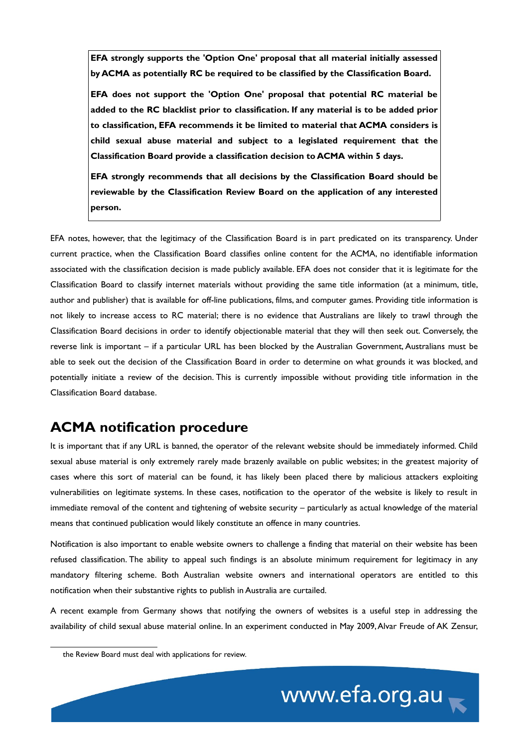**EFA strongly supports the 'Option One' proposal that all material initially assessed by ACMA as potentially RC be required to be classified by the Classification Board.**

**EFA does not support the 'Option One' proposal that potential RC material be added to the RC blacklist prior to classification. If any material is to be added prior to classification, EFA recommends it be limited to material that ACMA considers is child sexual abuse material and subject to a legislated requirement that the Classification Board provide a classification decision to ACMA within 5 days.**

**EFA strongly recommends that all decisions by the Classification Board should be reviewable by the Classification Review Board on the application of any interested person.**

EFA notes, however, that the legitimacy of the Classification Board is in part predicated on its transparency. Under current practice, when the Classification Board classifies online content for the ACMA, no identifiable information associated with the classification decision is made publicly available. EFA does not consider that it is legitimate for the Classification Board to classify internet materials without providing the same title information (at a minimum, title, author and publisher) that is available for off-line publications, films, and computer games. Providing title information is not likely to increase access to RC material; there is no evidence that Australians are likely to trawl through the Classification Board decisions in order to identify objectionable material that they will then seek out. Conversely, the reverse link is important – if a particular URL has been blocked by the Australian Government, Australians must be able to seek out the decision of the Classification Board in order to determine on what grounds it was blocked, and potentially initiate a review of the decision. This is currently impossible without providing title information in the Classification Board database.

## ACMA notification procedure

It is important that if any URL is banned, the operator of the relevant website should be immediately informed. Child sexual abuse material is only extremely rarely made brazenly available on public websites; in the greatest majority of cases where this sort of material can be found, it has likely been placed there by malicious attackers exploiting vulnerabilities on legitimate systems. In these cases, notification to the operator of the website is likely to result in immediate removal of the content and tightening of website security – particularly as actual knowledge of the material means that continued publication would likely constitute an offence in many countries.

Notification is also important to enable website owners to challenge a finding that material on their website has been refused classification. The ability to appeal such findings is an absolute minimum requirement for legitimacy in any mandatory filtering scheme. Both Australian website owners and international operators are entitled to this notification when their substantive rights to publish in Australia are curtailed.

A recent example from Germany shows that notifying the owners of websites is a useful step in addressing the availability of child sexual abuse material online. In an experiment conducted in May 2009, Alvar Freude of AK Zensur,

---

the Review Board must deal with applications for review.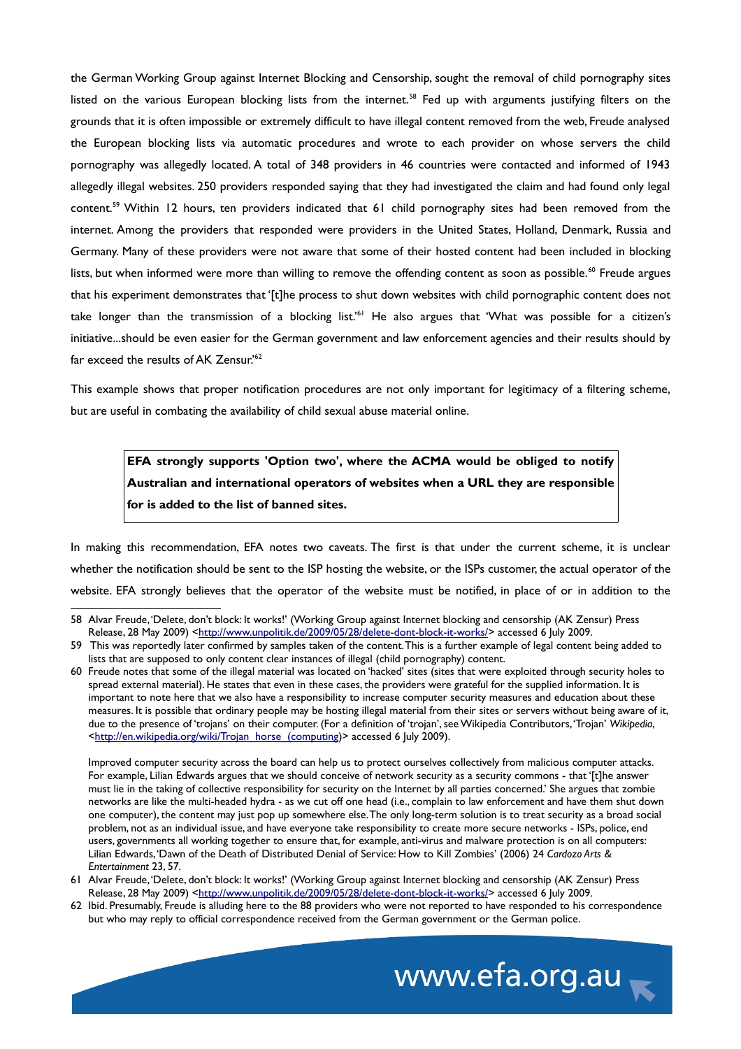the German Working Group against Internet Blocking and Censorship, sought the removal of child pornography sites listed on the various European blocking lists from the internet.[58] Fed up with arguments justifying filters on the grounds that it is often impossible or extremely difficult to have illegal content removed from the web, Freude analysed the European blocking lists via automatic procedures and wrote to each provider on whose servers the child pornography was allegedly located. A total of 348 providers in 46 countries were contacted and informed of 1943 allegedly illegal websites. 250 providers responded saying that they had investigated the claim and had found only legal content.[59] Within 12 hours, ten providers indicated that 61 child pornography sites had been removed from the internet. Among the providers that responded were providers in the United States, Holland, Denmark, Russia and Germany. Many of these providers were not aware that some of their hosted content had been included in blocking lists, but when informed were more than willing to remove the offending content as soon as possible.[60] Freude argues that his experiment demonstrates that '[t]he process to shut down websites with child pornographic content does not take longer than the transmission of a blocking list.'[61] He also argues that 'What was possible for a citizen's initiative...should be even easier for the German government and law enforcement agencies and their results should by far exceed the results of AK Zensur.'[62]

This example shows that proper notification procedures are not only important for legitimacy of a filtering scheme, but are useful in combating the availability of child sexual abuse material online.

> **EFA strongly supports 'Option two', where the ACMA would be obliged to notify Australian and international operators of websites when a URL they are responsible for is added to the list of banned sites.**

In making this recommendation, EFA notes two caveats. The first is that under the current scheme, it is unclear whether the notification should be sent to the ISP hosting the website, or the ISPs customer, the actual operator of the website. EFA strongly believes that the operator of the website must be notified, in place of or in addition to the

---

58 Alvar Freude, 'Delete, don't block: It works!' (Working Group against Internet blocking and censorship (AK Zensur) Press Release, 28 May 2009) <http://www.unpolitik.de/2009/05/28/delete-dont-block-it-works/> accessed 6 July 2009.

59 This was reportedly later confirmed by samples taken of the content. This is a further example of legal content being added to lists that are supposed to only content clear instances of illegal (child pornography) content.

60 Freude notes that some of the illegal material was located on 'hacked' sites (sites that were exploited through security holes to spread external material). He states that even in these cases, the providers were grateful for the supplied information. It is important to note here that we also have a responsibility to increase computer security measures and education about these measures. It is possible that ordinary people may be hosting illegal material from their sites or servers without being aware of it, due to the presence of 'trojans' on their computer. (For a definition of 'trojan', see Wikipedia Contributors, 'Trojan' *Wikipedia*, <http://en.wikipedia.org/wiki/Trojan_horse_(computing)> accessed 6 July 2009).

Improved computer security across the board can help us to protect ourselves collectively from malicious computer attacks. For example, Lilian Edwards argues that we should conceive of network security as a security commons - that '[t]he answer must lie in the taking of collective responsibility for security on the Internet by all parties concerned.' She argues that zombie networks are like the multi-headed hydra - as we cut off one head (i.e., complain to law enforcement and have them shut down one computer), the content may just pop up somewhere else. The only long-term solution is to treat security as a broad social problem, not as an individual issue, and have everyone take responsibility to create more secure networks - ISPs, police, end users, governments all working together to ensure that, for example, anti-virus and malware protection is on all computers: Lilian Edwards, 'Dawn of the Death of Distributed Denial of Service: How to Kill Zombies' (2006) 24 *Cardozo Arts & Entertainment* 23, 57.

61 Alvar Freude, 'Delete, don't block: It works!' (Working Group against Internet blocking and censorship (AK Zensur) Press Release, 28 May 2009) <http://www.unpolitik.de/2009/05/28/delete-dont-block-it-works/> accessed 6 July 2009.

62 Ibid. Presumably, Freude is alluding here to the 88 providers who were not reported to have responded to his correspondence but who may reply to official correspondence received from the German government or the German police.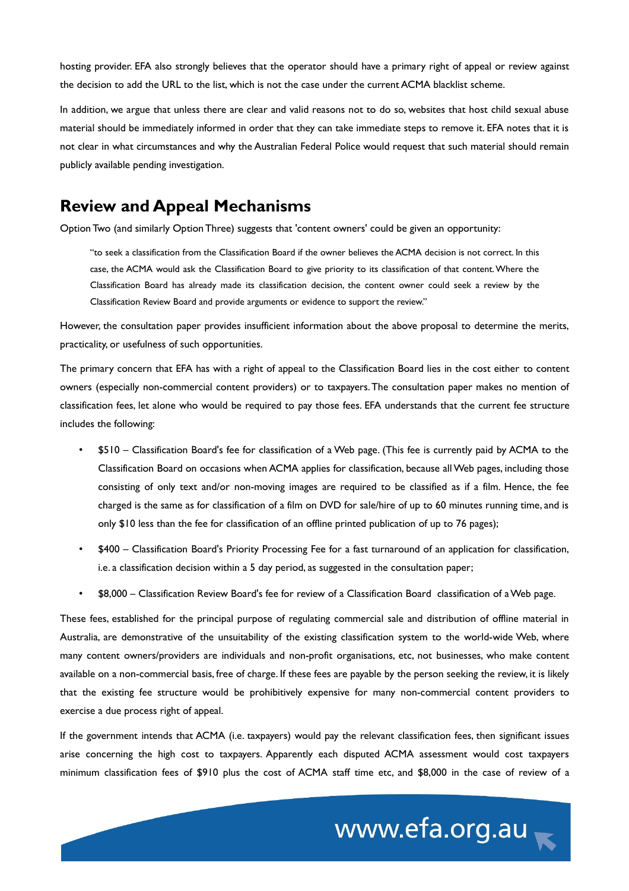hosting provider. EFA also strongly believes that the operator should have a primary right of appeal or review against the decision to add the URL to the list, which is not the case under the current ACMA blacklist scheme.

In addition, we argue that unless there are clear and valid reasons not to do so, websites that host child sexual abuse material should be immediately informed in order that they can take immediate steps to remove it. EFA notes that it is not clear in what circumstances and why the Australian Federal Police would request that such material should remain publicly available pending investigation.

## Review and Appeal Mechanisms

Option Two (and similarly Option Three) suggests that 'content owners' could be given an opportunity:

> "to seek a classification from the Classification Board if the owner believes the ACMA decision is not correct. In this case, the ACMA would ask the Classification Board to give priority to its classification of that content. Where the Classification Board has already made its classification decision, the content owner could seek a review by the Classification Review Board and provide arguments or evidence to support the review."

However, the consultation paper provides insufficient information about the above proposal to determine the merits, practicality, or usefulness of such opportunities.

The primary concern that EFA has with a right of appeal to the Classification Board lies in the cost either to content owners (especially non-commercial content providers) or to taxpayers. The consultation paper makes no mention of classification fees, let alone who would be required to pay those fees. EFA understands that the current fee structure includes the following:

- $510 – Classification Board's fee for classification of a Web page. (This fee is currently paid by ACMA to the Classification Board on occasions when ACMA applies for classification, because all Web pages, including those consisting of only text and/or non-moving images are required to be classified as if a film. Hence, the fee charged is the same as for classification of a film on DVD for sale/hire of up to 60 minutes running time, and is only $10 less than the fee for classification of an offline printed publication of up to 76 pages);
- $400 – Classification Board's Priority Processing Fee for a fast turnaround of an application for classification, i.e. a classification decision within a 5 day period, as suggested in the consultation paper;
- $8,000 – Classification Review Board's fee for review of a Classification Board classification of a Web page.

These fees, established for the principal purpose of regulating commercial sale and distribution of offline material in Australia, are demonstrative of the unsuitability of the existing classification system to the world-wide Web, where many content owners/providers are individuals and non-profit organisations, etc, not businesses, who make content available on a non-commercial basis, free of charge. If these fees are payable by the person seeking the review, it is likely that the existing fee structure would be prohibitively expensive for many non-commercial content providers to exercise a due process right of appeal.

If the government intends that ACMA (i.e. taxpayers) would pay the relevant classification fees, then significant issues arise concerning the high cost to taxpayers. Apparently each disputed ACMA assessment would cost taxpayers minimum classification fees of $910 plus the cost of ACMA staff time etc, and $8,000 in the case of review of a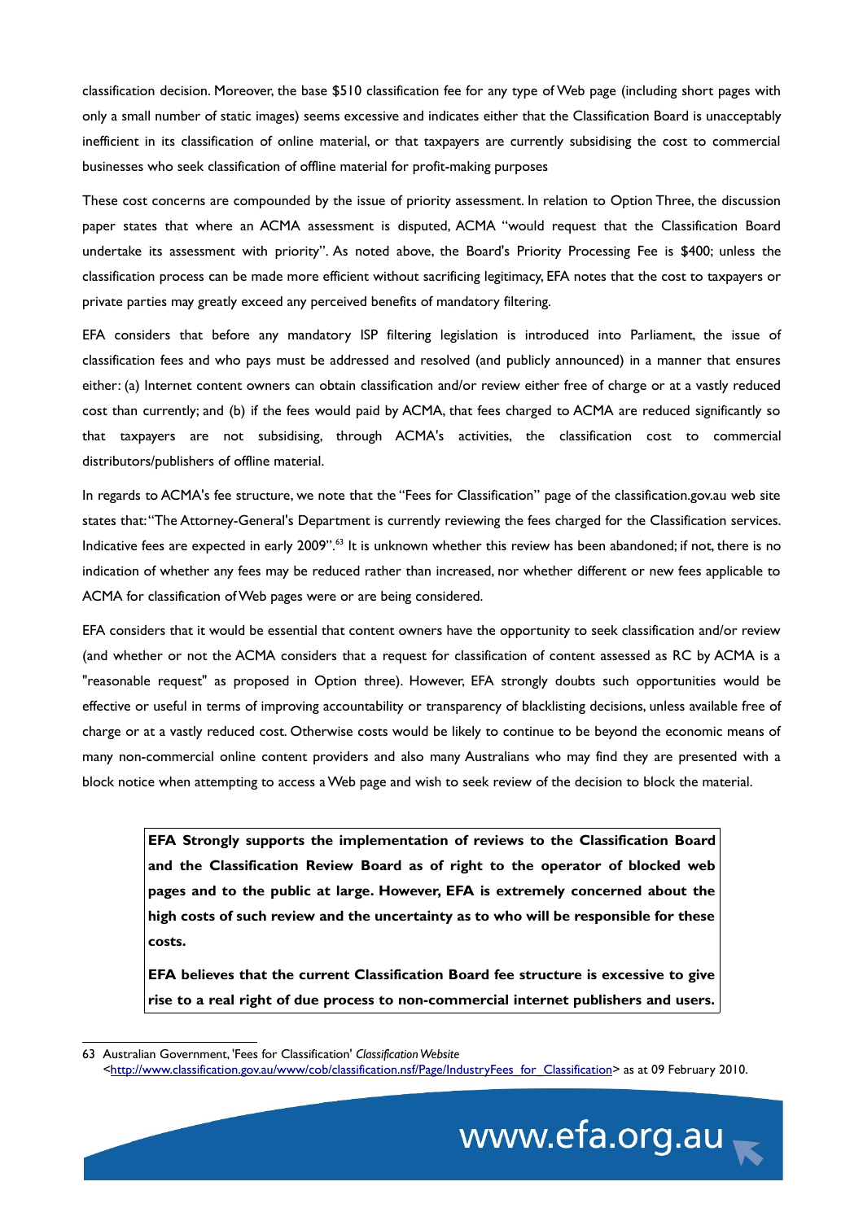classification decision. Moreover, the base $510 classification fee for any type of Web page (including short pages with only a small number of static images) seems excessive and indicates either that the Classification Board is unacceptably inefficient in its classification of online material, or that taxpayers are currently subsidising the cost to commercial businesses who seek classification of offline material for profit-making purposes

These cost concerns are compounded by the issue of priority assessment. In relation to Option Three, the discussion paper states that where an ACMA assessment is disputed, ACMA "would request that the Classification Board undertake its assessment with priority". As noted above, the Board's Priority Processing Fee is $400; unless the classification process can be made more efficient without sacrificing legitimacy, EFA notes that the cost to taxpayers or private parties may greatly exceed any perceived benefits of mandatory filtering.

EFA considers that before any mandatory ISP filtering legislation is introduced into Parliament, the issue of classification fees and who pays must be addressed and resolved (and publicly announced) in a manner that ensures either: (a) Internet content owners can obtain classification and/or review either free of charge or at a vastly reduced cost than currently; and (b) if the fees would paid by ACMA, that fees charged to ACMA are reduced significantly so that taxpayers are not subsidising, through ACMA's activities, the classification cost to commercial distributors/publishers of offline material.

In regards to ACMA's fee structure, we note that the "Fees for Classification" page of the classification.gov.au web site states that: "The Attorney-General's Department is currently reviewing the fees charged for the Classification services. Indicative fees are expected in early 2009".[63] It is unknown whether this review has been abandoned; if not, there is no indication of whether any fees may be reduced rather than increased, nor whether different or new fees applicable to ACMA for classification of Web pages were or are being considered.

EFA considers that it would be essential that content owners have the opportunity to seek classification and/or review (and whether or not the ACMA considers that a request for classification of content assessed as RC by ACMA is a "reasonable request" as proposed in Option three). However, EFA strongly doubts such opportunities would be effective or useful in terms of improving accountability or transparency of blacklisting decisions, unless available free of charge or at a vastly reduced cost. Otherwise costs would be likely to continue to be beyond the economic means of many non-commercial online content providers and also many Australians who may find they are presented with a block notice when attempting to access a Web page and wish to seek review of the decision to block the material.

> **EFA Strongly supports the implementation of reviews to the Classification Board and the Classification Review Board as of right to the operator of blocked web pages and to the public at large. However, EFA is extremely concerned about the high costs of such review and the uncertainty as to who will be responsible for these costs.**
>
> **EFA believes that the current Classification Board fee structure is excessive to give rise to a real right of due process to non-commercial internet publishers and users.**

---

63 Australian Government, 'Fees for Classification' *Classification Website* <http://www.classification.gov.au/www/cob/classification.nsf/Page/IndustryFees_for_Classification> as at 09 February 2010.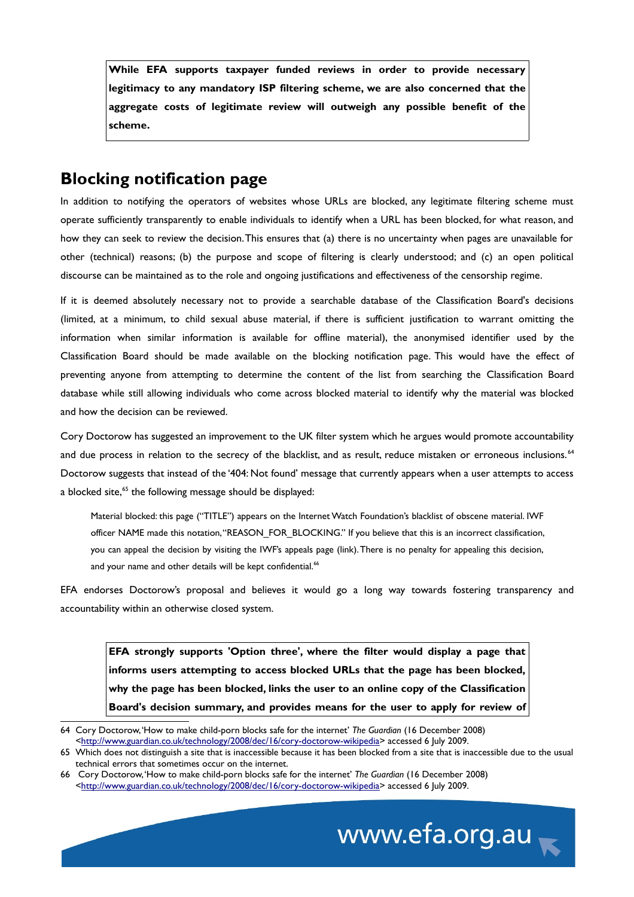**While EFA supports taxpayer funded reviews in order to provide necessary legitimacy to any mandatory ISP filtering scheme, we are also concerned that the aggregate costs of legitimate review will outweigh any possible benefit of the scheme.**

## Blocking notification page

In addition to notifying the operators of websites whose URLs are blocked, any legitimate filtering scheme must operate sufficiently transparently to enable individuals to identify when a URL has been blocked, for what reason, and how they can seek to review the decision. This ensures that (a) there is no uncertainty when pages are unavailable for other (technical) reasons; (b) the purpose and scope of filtering is clearly understood; and (c) an open political discourse can be maintained as to the role and ongoing justifications and effectiveness of the censorship regime.

If it is deemed absolutely necessary not to provide a searchable database of the Classification Board's decisions (limited, at a minimum, to child sexual abuse material, if there is sufficient justification to warrant omitting the information when similar information is available for offline material), the anonymised identifier used by the Classification Board should be made available on the blocking notification page. This would have the effect of preventing anyone from attempting to determine the content of the list from searching the Classification Board database while still allowing individuals who come across blocked material to identify why the material was blocked and how the decision can be reviewed.

Cory Doctorow has suggested an improvement to the UK filter system which he argues would promote accountability and due process in relation to the secrecy of the blacklist, and as result, reduce mistaken or erroneous inclusions.[64] Doctorow suggests that instead of the '404: Not found' message that currently appears when a user attempts to access a blocked site,[65] the following message should be displayed:

> Material blocked: this page ("TITLE") appears on the Internet Watch Foundation's blacklist of obscene material. IWF officer NAME made this notation, "REASON_FOR_BLOCKING." If you believe that this is an incorrect classification, you can appeal the decision by visiting the IWF's appeals page (link). There is no penalty for appealing this decision, and your name and other details will be kept confidential.[66]

EFA endorses Doctorow's proposal and believes it would go a long way towards fostering transparency and accountability within an otherwise closed system.

**EFA strongly supports 'Option three', where the filter would display a page that informs users attempting to access blocked URLs that the page has been blocked, why the page has been blocked, links the user to an online copy of the Classification Board's decision summary, and provides means for the user to apply for review of**

---

64 Cory Doctorow, 'How to make child-porn blocks safe for the internet' *The Guardian* (16 December 2008) <http://www.guardian.co.uk/technology/2008/dec/16/cory-doctorow-wikipedia> accessed 6 July 2009.

65 Which does not distinguish a site that is inaccessible because it has been blocked from a site that is inaccessible due to the usual technical errors that sometimes occur on the internet.

66 Cory Doctorow, 'How to make child-porn blocks safe for the internet' *The Guardian* (16 December 2008) <http://www.guardian.co.uk/technology/2008/dec/16/cory-doctorow-wikipedia> accessed 6 July 2009.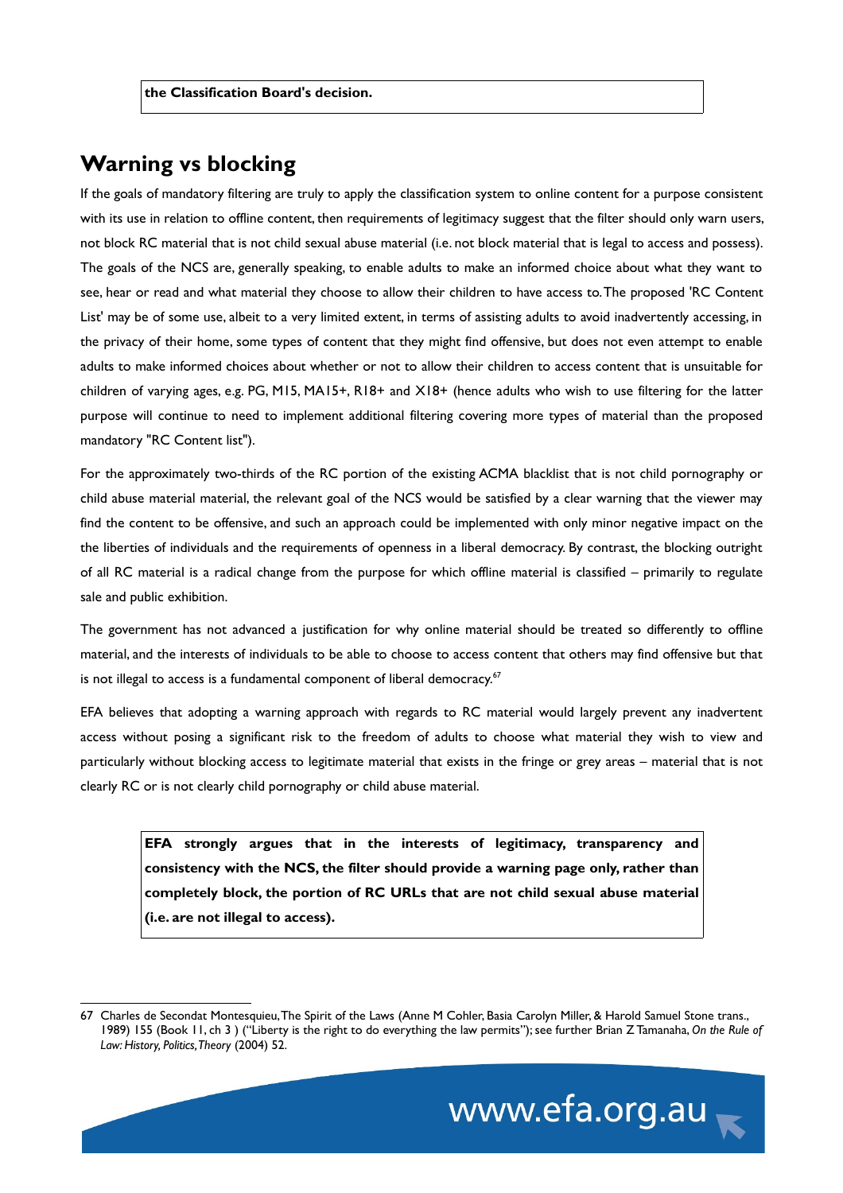**the Classification Board's decision.**

## Warning vs blocking

If the goals of mandatory filtering are truly to apply the classification system to online content for a purpose consistent with its use in relation to offline content, then requirements of legitimacy suggest that the filter should only warn users, not block RC material that is not child sexual abuse material (i.e. not block material that is legal to access and possess). The goals of the NCS are, generally speaking, to enable adults to make an informed choice about what they want to see, hear or read and what material they choose to allow their children to have access to. The proposed 'RC Content List' may be of some use, albeit to a very limited extent, in terms of assisting adults to avoid inadvertently accessing, in the privacy of their home, some types of content that they might find offensive, but does not even attempt to enable adults to make informed choices about whether or not to allow their children to access content that is unsuitable for children of varying ages, e.g. PG, M15, MA15+, R18+ and X18+ (hence adults who wish to use filtering for the latter purpose will continue to need to implement additional filtering covering more types of material than the proposed mandatory "RC Content list").

For the approximately two-thirds of the RC portion of the existing ACMA blacklist that is not child pornography or child abuse material material, the relevant goal of the NCS would be satisfied by a clear warning that the viewer may find the content to be offensive, and such an approach could be implemented with only minor negative impact on the the liberties of individuals and the requirements of openness in a liberal democracy. By contrast, the blocking outright of all RC material is a radical change from the purpose for which offline material is classified – primarily to regulate sale and public exhibition.

The government has not advanced a justification for why online material should be treated so differently to offline material, and the interests of individuals to be able to choose to access content that others may find offensive but that is not illegal to access is a fundamental component of liberal democracy.[67]

EFA believes that adopting a warning approach with regards to RC material would largely prevent any inadvertent access without posing a significant risk to the freedom of adults to choose what material they wish to view and particularly without blocking access to legitimate material that exists in the fringe or grey areas – material that is not clearly RC or is not clearly child pornography or child abuse material.

**EFA strongly argues that in the interests of legitimacy, transparency and consistency with the NCS, the filter should provide a warning page only, rather than completely block, the portion of RC URLs that are not child sexual abuse material (i.e. are not illegal to access).**

---

67 Charles de Secondat Montesquieu, The Spirit of the Laws (Anne M Cohler, Basia Carolyn Miller, & Harold Samuel Stone trans., 1989) 155 (Book 11, ch 3 ) ("Liberty is the right to do everything the law permits"); see further Brian Z Tamanaha, *On the Rule of Law: History, Politics, Theory* (2004) 52.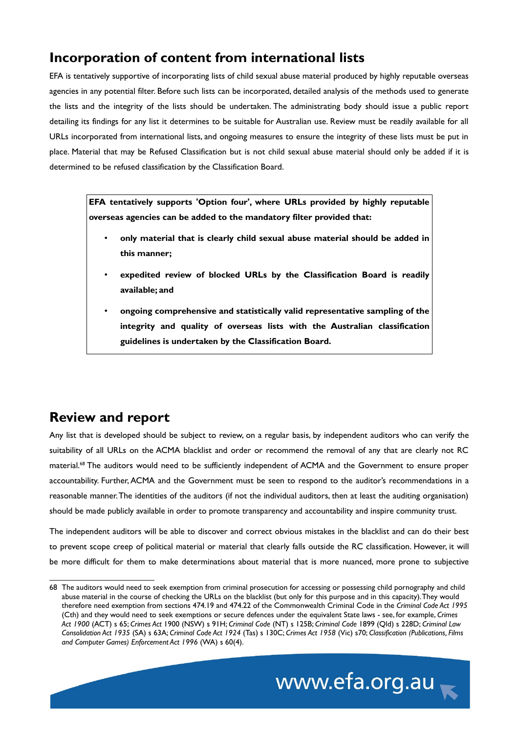## Incorporation of content from international lists

EFA is tentatively supportive of incorporating lists of child sexual abuse material produced by highly reputable overseas agencies in any potential filter. Before such lists can be incorporated, detailed analysis of the methods used to generate the lists and the integrity of the lists should be undertaken. The administrating body should issue a public report detailing its findings for any list it determines to be suitable for Australian use. Review must be readily available for all URLs incorporated from international lists, and ongoing measures to ensure the integrity of these lists must be put in place. Material that may be Refused Classification but is not child sexual abuse material should only be added if it is determined to be refused classification by the Classification Board.

**EFA tentatively supports 'Option four', where URLs provided by highly reputable overseas agencies can be added to the mandatory filter provided that:**

- **only material that is clearly child sexual abuse material should be added in this manner;**
- **expedited review of blocked URLs by the Classification Board is readily available; and**
- **ongoing comprehensive and statistically valid representative sampling of the integrity and quality of overseas lists with the Australian classification guidelines is undertaken by the Classification Board.**

## Review and report

Any list that is developed should be subject to review, on a regular basis, by independent auditors who can verify the suitability of all URLs on the ACMA blacklist and order or recommend the removal of any that are clearly not RC material.[68] The auditors would need to be sufficiently independent of ACMA and the Government to ensure proper accountability. Further, ACMA and the Government must be seen to respond to the auditor's recommendations in a reasonable manner. The identities of the auditors (if not the individual auditors, then at least the auditing organisation) should be made publicly available in order to promote transparency and accountability and inspire community trust.

The independent auditors will be able to discover and correct obvious mistakes in the blacklist and can do their best to prevent scope creep of political material or material that clearly falls outside the RC classification. However, it will be more difficult for them to make determinations about material that is more nuanced, more prone to subjective

---

68 The auditors would need to seek exemption from criminal prosecution for accessing or possessing child pornography and child abuse material in the course of checking the URLs on the blacklist (but only for this purpose and in this capacity). They would therefore need exemption from sections 474.19 and 474.22 of the Commonwealth Criminal Code in the *Criminal Code Act 1995* (Cth) and they would need to seek exemptions or secure defences under the equivalent State laws - see, for example, *Crimes Act 1900* (ACT) s 65; *Crimes Act* 1900 (NSW) s 91H; *Criminal Code* (NT) s 125B; *Criminal Code* 1899 (Qld) s 228D; *Criminal Law Consolidation Act 1935* (SA) s 63A; *Criminal Code Act 1924* (Tas) s 130C; *Crimes Act 1958* (Vic) s70; *Classification (Publications, Films and Computer Games) Enforcement Act 1996* (WA) s 60(4).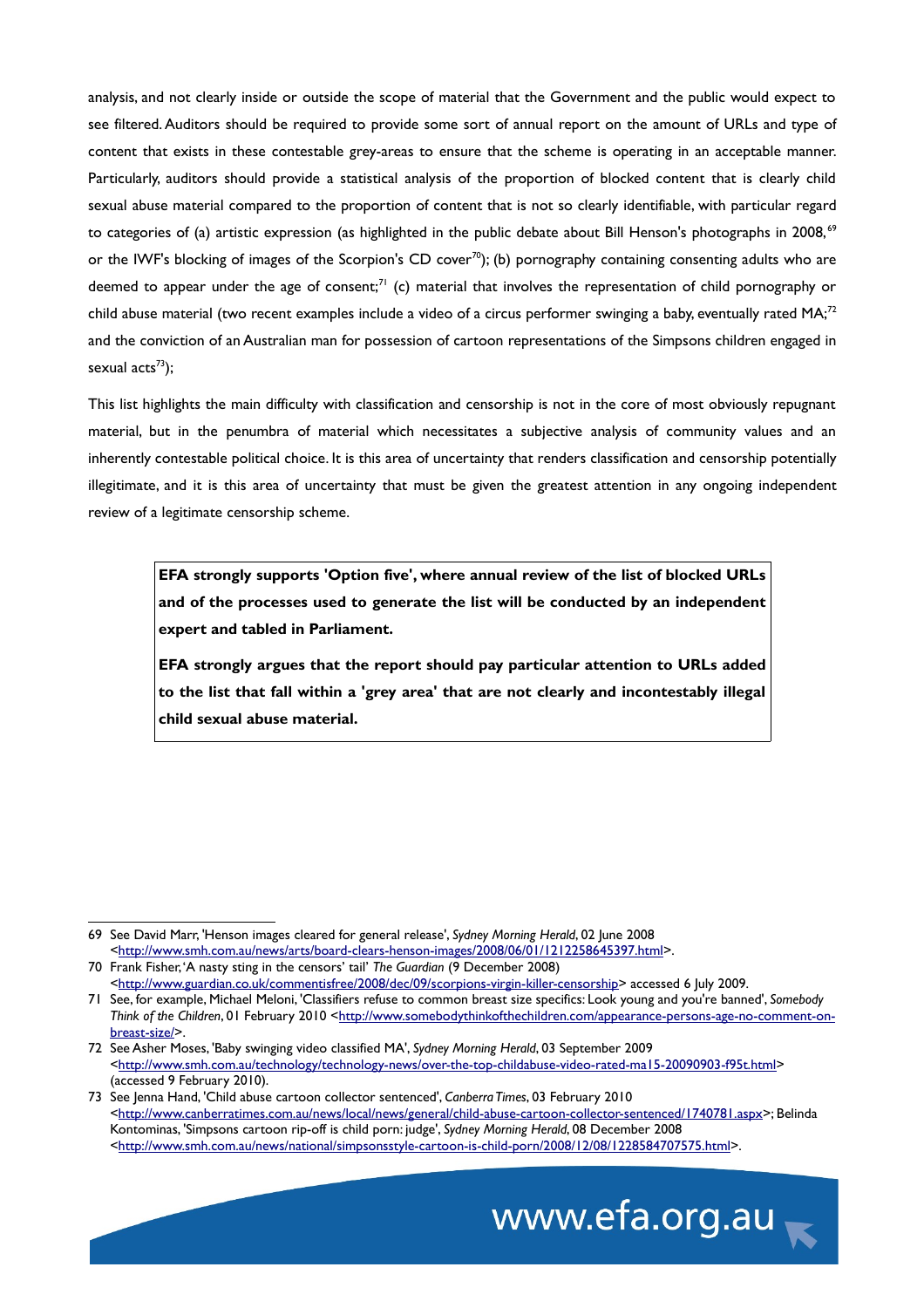analysis, and not clearly inside or outside the scope of material that the Government and the public would expect to see filtered. Auditors should be required to provide some sort of annual report on the amount of URLs and type of content that exists in these contestable grey-areas to ensure that the scheme is operating in an acceptable manner. Particularly, auditors should provide a statistical analysis of the proportion of blocked content that is clearly child sexual abuse material compared to the proportion of content that is not so clearly identifiable, with particular regard to categories of (a) artistic expression (as highlighted in the public debate about Bill Henson's photographs in 2008,[69] or the IWF's blocking of images of the Scorpion's CD cover[70]); (b) pornography containing consenting adults who are deemed to appear under the age of consent;[71] (c) material that involves the representation of child pornography or child abuse material (two recent examples include a video of a circus performer swinging a baby, eventually rated MA;[72] and the conviction of an Australian man for possession of cartoon representations of the Simpsons children engaged in sexual acts[73]);

This list highlights the main difficulty with classification and censorship is not in the core of most obviously repugnant material, but in the penumbra of material which necessitates a subjective analysis of community values and an inherently contestable political choice. It is this area of uncertainty that renders classification and censorship potentially illegitimate, and it is this area of uncertainty that must be given the greatest attention in any ongoing independent review of a legitimate censorship scheme.

**EFA strongly supports 'Option five', where annual review of the list of blocked URLs and of the processes used to generate the list will be conducted by an independent expert and tabled in Parliament.**

**EFA strongly argues that the report should pay particular attention to URLs added to the list that fall within a 'grey area' that are not clearly and incontestably illegal child sexual abuse material.**

---

69 See David Marr, 'Henson images cleared for general release', *Sydney Morning Herald*, 02 June 2008 <http://www.smh.com.au/news/arts/board-clears-henson-images/2008/06/01/1212258645397.html>.

70 Frank Fisher, 'A nasty sting in the censors' tail' *The Guardian* (9 December 2008) <http://www.guardian.co.uk/commentisfree/2008/dec/09/scorpions-virgin-killer-censorship> accessed 6 July 2009.

71 See, for example, Michael Meloni, 'Classifiers refuse to common breast size specifics: Look young and you're banned', *Somebody Think of the Children*, 01 February 2010 <http://www.somebodythinkofthechildren.com/appearance-persons-age-no-comment-on-breast-size/>.

72 See Asher Moses, 'Baby swinging video classified MA', *Sydney Morning Herald*, 03 September 2009 <http://www.smh.com.au/technology/technology-news/over-the-top-childabuse-video-rated-ma15-20090903-f95t.html> (accessed 9 February 2010).

73 See Jenna Hand, 'Child abuse cartoon collector sentenced', *Canberra Times*, 03 February 2010 <http://www.canberratimes.com.au/news/local/news/general/child-abuse-cartoon-collector-sentenced/1740781.aspx>; Belinda Kontominas, 'Simpsons cartoon rip-off is child porn: judge', *Sydney Morning Herald*, 08 December 2008 <http://www.smh.com.au/news/national/simpsonsstyle-cartoon-is-child-porn/2008/12/08/1228584707575.html>.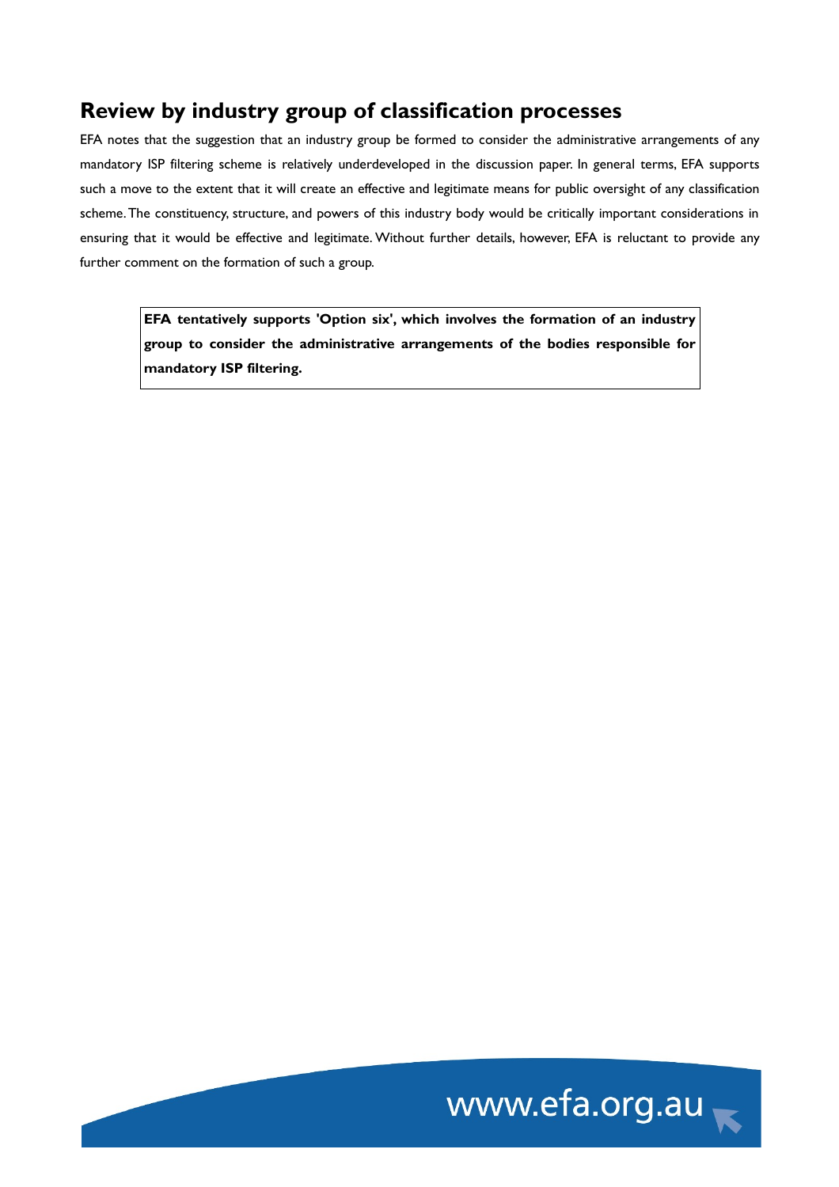## Review by industry group of classification processes

EFA notes that the suggestion that an industry group be formed to consider the administrative arrangements of any mandatory ISP filtering scheme is relatively underdeveloped in the discussion paper. In general terms, EFA supports such a move to the extent that it will create an effective and legitimate means for public oversight of any classification scheme. The constituency, structure, and powers of this industry body would be critically important considerations in ensuring that it would be effective and legitimate. Without further details, however, EFA is reluctant to provide any further comment on the formation of such a group.

> **EFA tentatively supports 'Option six', which involves the formation of an industry group to consider the administrative arrangements of the bodies responsible for mandatory ISP filtering.**